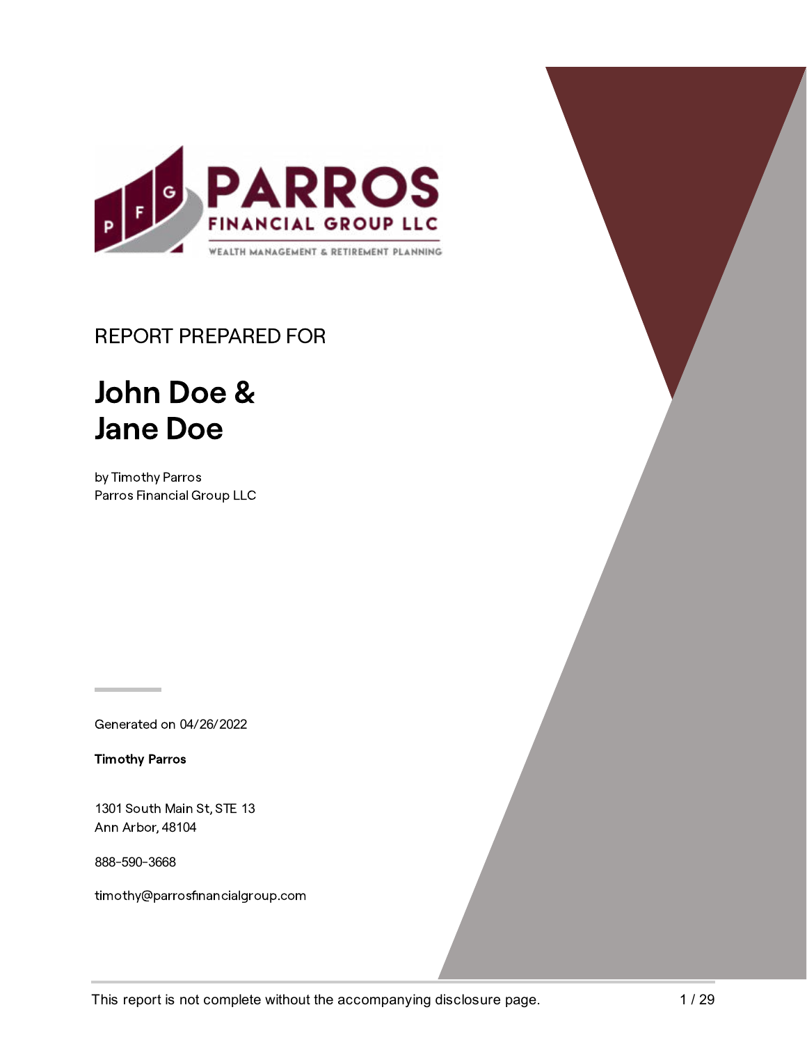PARROS FINANCIAL GROUP LLC

WEALTH MANAGEMENT & RETIREMENT PLANNING

REPORT PREPARED FOR

# John Doe & Jane Doe

by Timothy Parros
Parros Financial Group LLC

Generated on 04/26/2022

**Timothy Parros**

1301 South Main St, STE 13
Ann Arbor, 48104

888-590-3668

timothy@parrosfinancialgroup.com

This report is not complete without the accompanying disclosure page.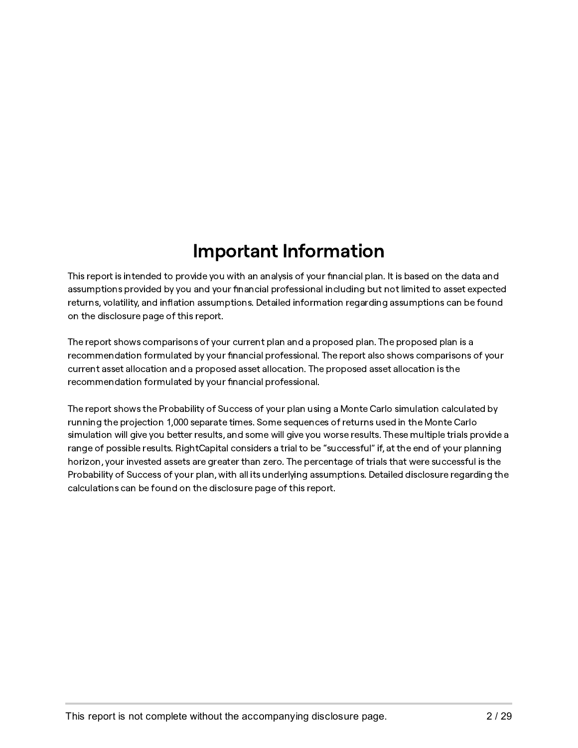# Important Information

This report is intended to provide you with an analysis of your financial plan. It is based on the data and assumptions provided by you and your financial professional including but not limited to asset expected returns, volatility, and inflation assumptions. Detailed information regarding assumptions can be found on the disclosure page of this report.

The report shows comparisons of your current plan and a proposed plan. The proposed plan is a recommendation formulated by your financial professional. The report also shows comparisons of your current asset allocation and a proposed asset allocation. The proposed asset allocation is the recommendation formulated by your financial professional.

The report shows the Probability of Success of your plan using a Monte Carlo simulation calculated by running the projection 1,000 separate times. Some sequences of returns used in the Monte Carlo simulation will give you better results, and some will give you worse results. These multiple trials provide a range of possible results. RightCapital considers a trial to be "successful" if, at the end of your planning horizon, your invested assets are greater than zero. The percentage of trials that were successful is the Probability of Success of your plan, with all its underlying assumptions. Detailed disclosure regarding the calculations can be found on the disclosure page of this report.

This report is not complete without the accompanying disclosure page.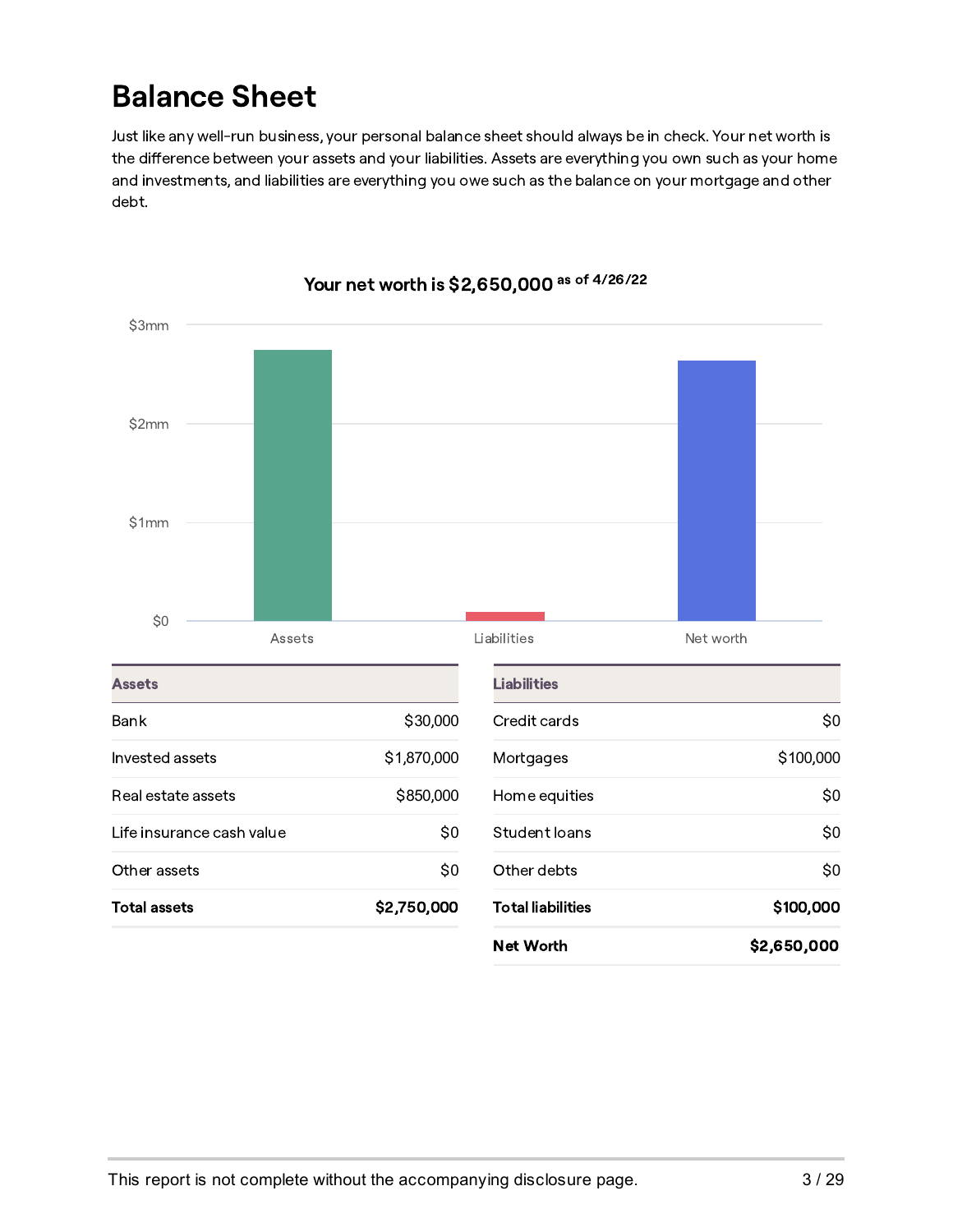# Balance Sheet

Just like any well-run business, your personal balance sheet should always be in check. Your net worth is the difference between your assets and your liabilities. Assets are everything you own such as your home and investments, and liabilities are everything you owe such as the balance on your mortgage and other debt.

**Your net worth is $2,650,000** as of 4/26/22

| Assets | |
|---|---|
| Bank | $30,000 |
| Invested assets | $1,870,000 |
| Real estate assets | $850,000 |
| Life insurance cash value | $0 |
| Other assets | $0 |
| **Total assets** | **$2,750,000** |

| Liabilities | |
|---|---|
| Credit cards | $0 |
| Mortgages | $100,000 |
| Home equities | $0 |
| Student loans | $0 |
| Other debts | $0 |
| **Total liabilities** | **$100,000** |
| **Net Worth** | **$2,650,000** |

This report is not complete without the accompanying disclosure page.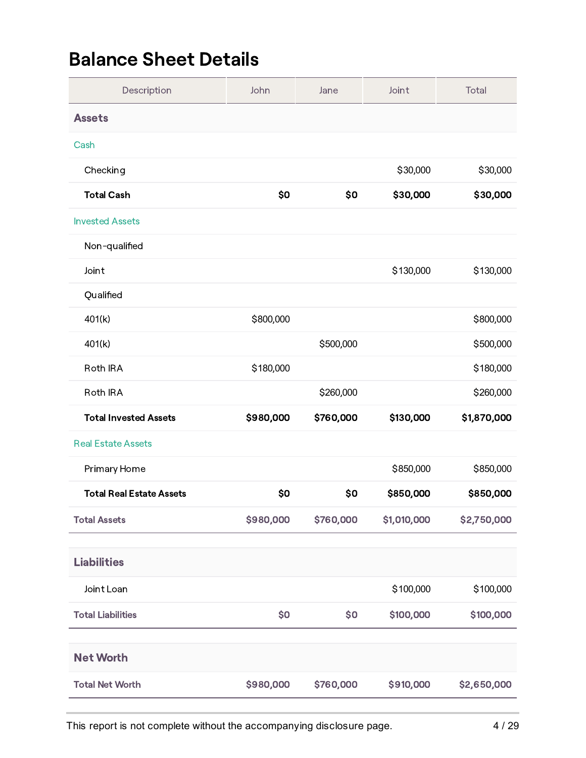# Balance Sheet Details

| Description | John | Jane | Joint | Total |
|---|---|---|---|---|
| **Assets** | | | | |
| Cash | | | | |
| Checking | | | $30,000 | $30,000 |
| **Total Cash** | **$0** | **$0** | **$30,000** | **$30,000** |
| Invested Assets | | | | |
| Non-qualified | | | | |
| Joint | | | $130,000 | $130,000 |
| Qualified | | | | |
| 401(k) | $800,000 | | | $800,000 |
| 401(k) | | $500,000 | | $500,000 |
| Roth IRA | $180,000 | | | $180,000 |
| Roth IRA | | $260,000 | | $260,000 |
| **Total Invested Assets** | **$980,000** | **$760,000** | **$130,000** | **$1,870,000** |
| Real Estate Assets | | | | |
| Primary Home | | | $850,000 | $850,000 |
| **Total Real Estate Assets** | **$0** | **$0** | **$850,000** | **$850,000** |
| Total Assets | $980,000 | $760,000 | $1,010,000 | $2,750,000 |

| Description | John | Jane | Joint | Total |
|---|---|---|---|---|
| **Liabilities** | | | | |
| Joint Loan | | | $100,000 | $100,000 |
| Total Liabilities | $0 | $0 | $100,000 | $100,000 |

| Description | John | Jane | Joint | Total |
|---|---|---|---|---|
| **Net Worth** | | | | |
| Total Net Worth | $980,000 | $760,000 | $910,000 | $2,650,000 |

This report is not complete without the accompanying disclosure page.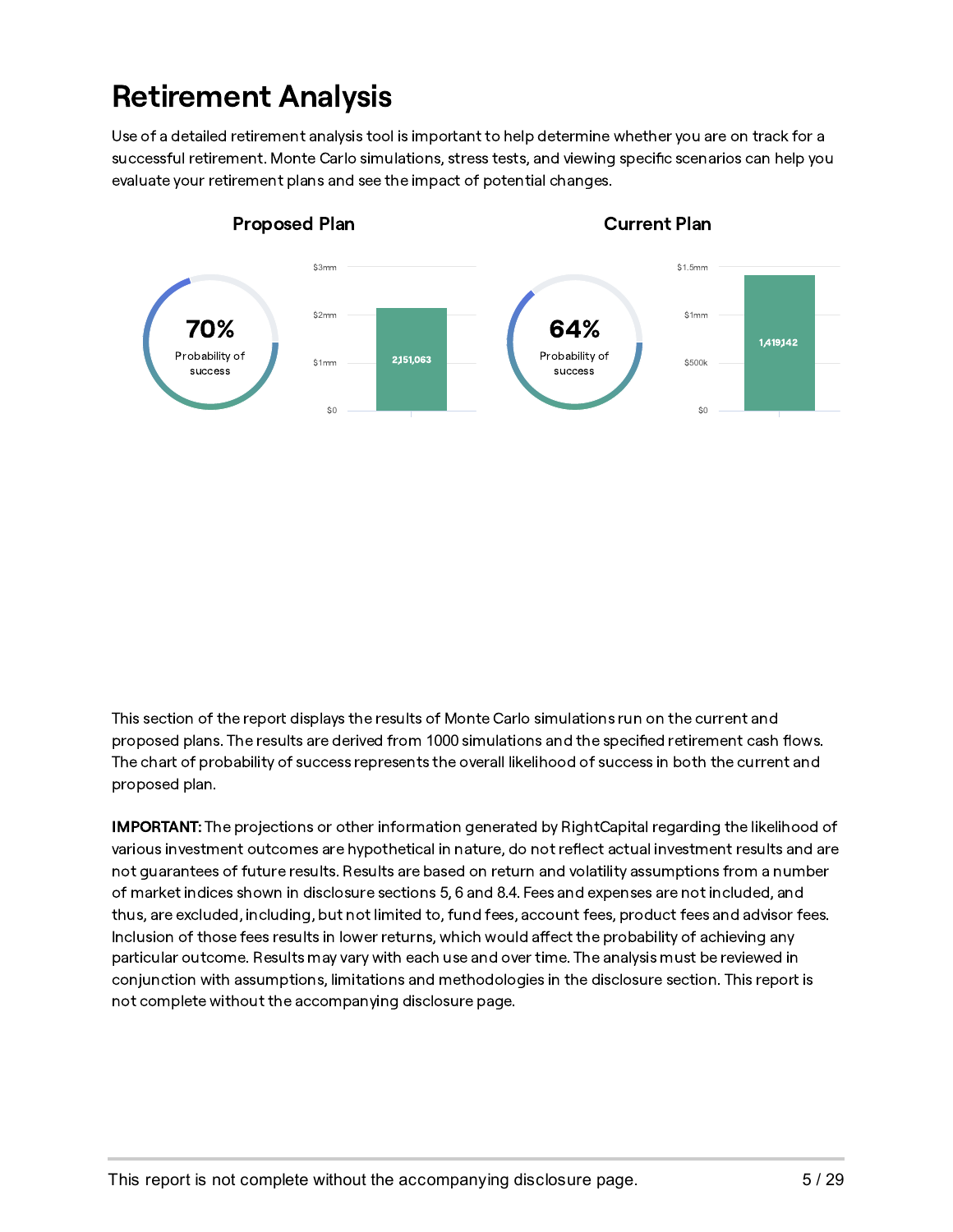# Retirement Analysis

Use of a detailed retirement analysis tool is important to help determine whether you are on track for a successful retirement. Monte Carlo simulations, stress tests, and viewing specific scenarios can help you evaluate your retirement plans and see the impact of potential changes.

**Proposed Plan**

70%
Probability of success

$3mm
$2mm
$1mm
$0

2,151,063

**Current Plan**

64%
Probability of success

$1.5mm
$1mm
$500k
$0

1,419,142

This section of the report displays the results of Monte Carlo simulations run on the current and proposed plans. The results are derived from 1000 simulations and the specified retirement cash flows. The chart of probability of success represents the overall likelihood of success in both the current and proposed plan.

**IMPORTANT:** The projections or other information generated by RightCapital regarding the likelihood of various investment outcomes are hypothetical in nature, do not reflect actual investment results and are not guarantees of future results. Results are based on return and volatility assumptions from a number of market indices shown in disclosure sections 5, 6 and 8.4. Fees and expenses are not included, and thus, are excluded, including, but not limited to, fund fees, account fees, product fees and advisor fees. Inclusion of those fees results in lower returns, which would affect the probability of achieving any particular outcome. Results may vary with each use and over time. The analysis must be reviewed in conjunction with assumptions, limitations and methodologies in the disclosure section. This report is not complete without the accompanying disclosure page.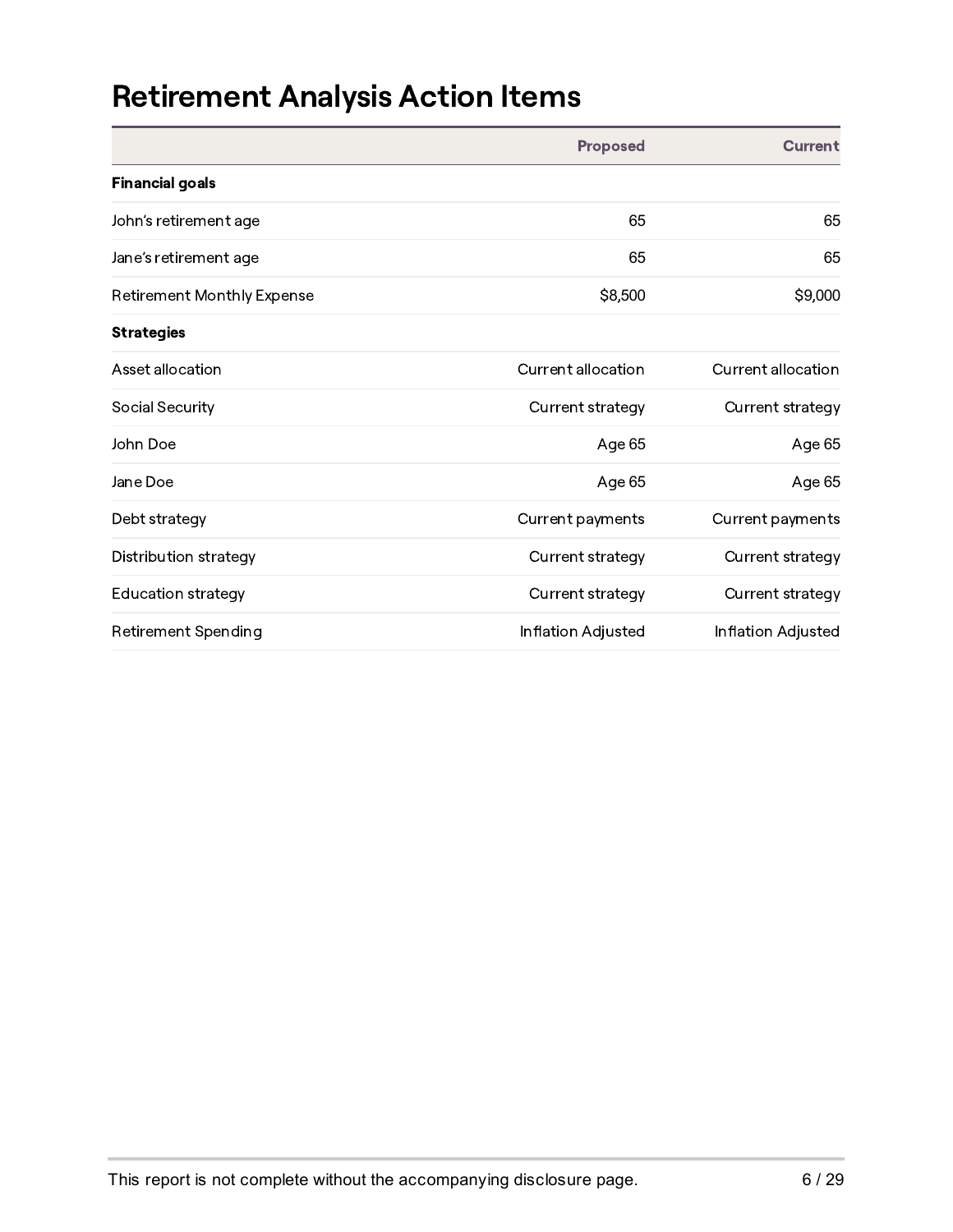# Retirement Analysis Action Items

| | Proposed | Current |
|---|---|---|
| **Financial goals** | | |
| John's retirement age | 65 | 65 |
| Jane's retirement age | 65 | 65 |
| Retirement Monthly Expense | $8,500 | $9,000 |
| **Strategies** | | |
| Asset allocation | Current allocation | Current allocation |
| Social Security | Current strategy | Current strategy |
| John Doe | Age 65 | Age 65 |
| Jane Doe | Age 65 | Age 65 |
| Debt strategy | Current payments | Current payments |
| Distribution strategy | Current strategy | Current strategy |
| Education strategy | Current strategy | Current strategy |
| Retirement Spending | Inflation Adjusted | Inflation Adjusted |

This report is not complete without the accompanying disclosure page.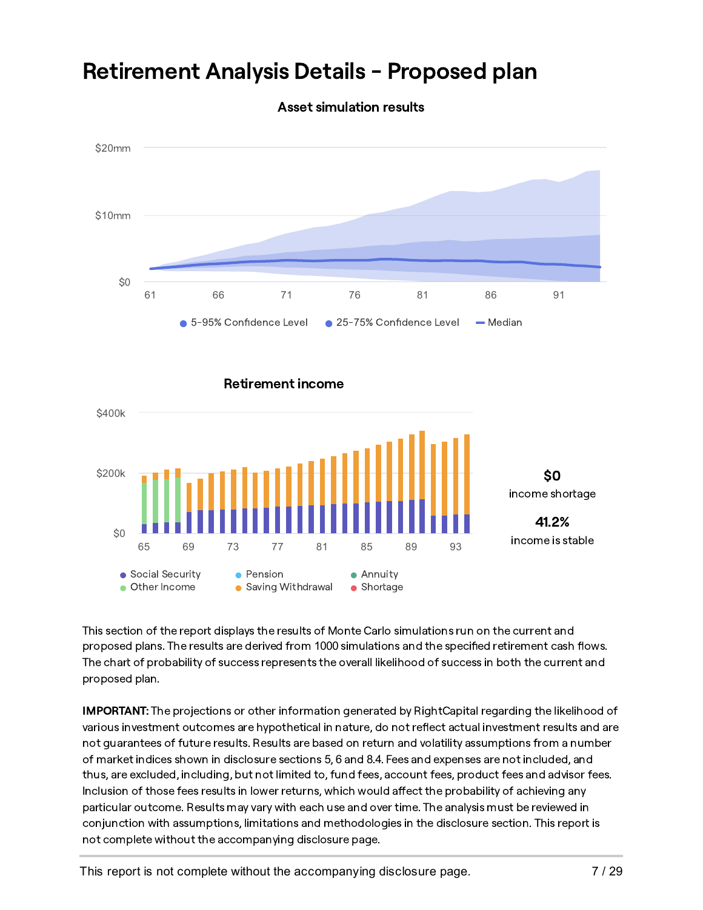# Retirement Analysis Details - Proposed plan

**Asset simulation results**

**Retirement income**

**$0**
income shortage

**41.2%**
income is stable

This section of the report displays the results of Monte Carlo simulations run on the current and proposed plans. The results are derived from 1000 simulations and the specified retirement cash flows. The chart of probability of success represents the overall likelihood of success in both the current and proposed plan.

**IMPORTANT:** The projections or other information generated by RightCapital regarding the likelihood of various investment outcomes are hypothetical in nature, do not reflect actual investment results and are not guarantees of future results. Results are based on return and volatility assumptions from a number of market indices shown in disclosure sections 5, 6 and 8.4. Fees and expenses are not included, and thus, are excluded, including, but not limited to, fund fees, account fees, product fees and advisor fees. Inclusion of those fees results in lower returns, which would affect the probability of achieving any particular outcome. Results may vary with each use and over time. The analysis must be reviewed in conjunction with assumptions, limitations and methodologies in the disclosure section. This report is not complete without the accompanying disclosure page.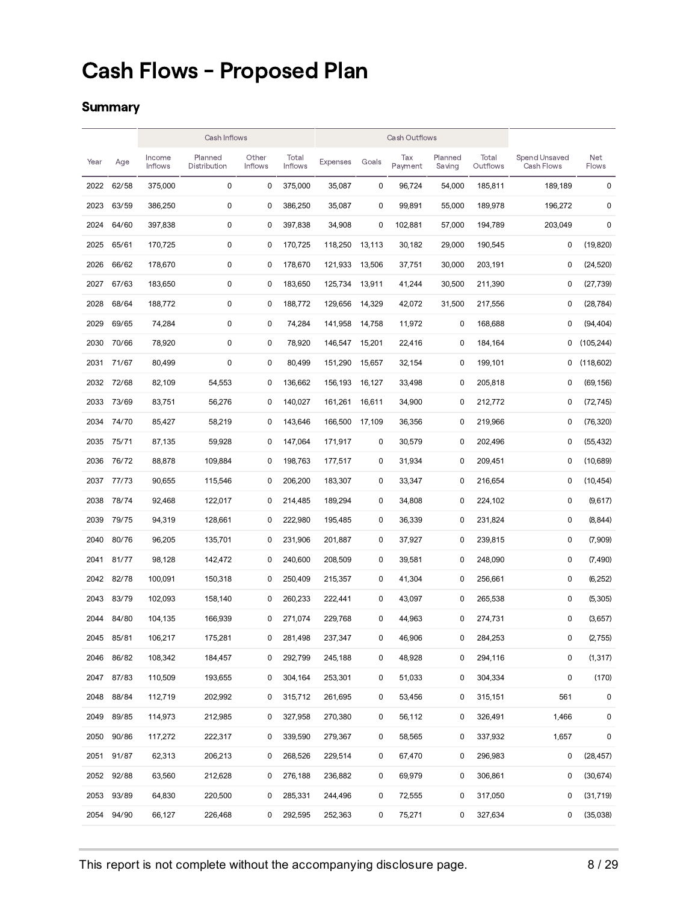# Cash Flows - Proposed Plan

## Summary

| | | Cash Inflows | | | | Cash Outflows | | | | | | |
|---|---|---|---|---|---|---|---|---|---|---|---|---|
| Year | Age | Income Inflows | Planned Distribution | Other Inflows | Total Inflows | Expenses | Goals | Tax Payment | Planned Saving | Total Outflows | Spend Unsaved Cash Flows | Net Flows |
| 2022 | 62/58 | 375,000 | 0 | 0 | 375,000 | 35,087 | 0 | 96,724 | 54,000 | 185,811 | 189,189 | 0 |
| 2023 | 63/59 | 386,250 | 0 | 0 | 386,250 | 35,087 | 0 | 99,891 | 55,000 | 189,978 | 196,272 | 0 |
| 2024 | 64/60 | 397,838 | 0 | 0 | 397,838 | 34,908 | 0 | 102,881 | 57,000 | 194,789 | 203,049 | 0 |
| 2025 | 65/61 | 170,725 | 0 | 0 | 170,725 | 118,250 | 13,113 | 30,182 | 29,000 | 190,545 | 0 | (19,820) |
| 2026 | 66/62 | 178,670 | 0 | 0 | 178,670 | 121,933 | 13,506 | 37,751 | 30,000 | 203,191 | 0 | (24,520) |
| 2027 | 67/63 | 183,650 | 0 | 0 | 183,650 | 125,734 | 13,911 | 41,244 | 30,500 | 211,390 | 0 | (27,739) |
| 2028 | 68/64 | 188,772 | 0 | 0 | 188,772 | 129,656 | 14,329 | 42,072 | 31,500 | 217,556 | 0 | (28,784) |
| 2029 | 69/65 | 74,284 | 0 | 0 | 74,284 | 141,958 | 14,758 | 11,972 | 0 | 168,688 | 0 | (94,404) |
| 2030 | 70/66 | 78,920 | 0 | 0 | 78,920 | 146,547 | 15,201 | 22,416 | 0 | 184,164 | 0 | (105,244) |
| 2031 | 71/67 | 80,499 | 0 | 0 | 80,499 | 151,290 | 15,657 | 32,154 | 0 | 199,101 | 0 | (118,602) |
| 2032 | 72/68 | 82,109 | 54,553 | 0 | 136,662 | 156,193 | 16,127 | 33,498 | 0 | 205,818 | 0 | (69,156) |
| 2033 | 73/69 | 83,751 | 56,276 | 0 | 140,027 | 161,261 | 16,611 | 34,900 | 0 | 212,772 | 0 | (72,745) |
| 2034 | 74/70 | 85,427 | 58,219 | 0 | 143,646 | 166,500 | 17,109 | 36,356 | 0 | 219,966 | 0 | (76,320) |
| 2035 | 75/71 | 87,135 | 59,928 | 0 | 147,064 | 171,917 | 0 | 30,579 | 0 | 202,496 | 0 | (55,432) |
| 2036 | 76/72 | 88,878 | 109,884 | 0 | 198,763 | 177,517 | 0 | 31,934 | 0 | 209,451 | 0 | (10,689) |
| 2037 | 77/73 | 90,655 | 115,546 | 0 | 206,200 | 183,307 | 0 | 33,347 | 0 | 216,654 | 0 | (10,454) |
| 2038 | 78/74 | 92,468 | 122,017 | 0 | 214,485 | 189,294 | 0 | 34,808 | 0 | 224,102 | 0 | (9,617) |
| 2039 | 79/75 | 94,319 | 128,661 | 0 | 222,980 | 195,485 | 0 | 36,339 | 0 | 231,824 | 0 | (8,844) |
| 2040 | 80/76 | 96,205 | 135,701 | 0 | 231,906 | 201,887 | 0 | 37,927 | 0 | 239,815 | 0 | (7,909) |
| 2041 | 81/77 | 98,128 | 142,472 | 0 | 240,600 | 208,509 | 0 | 39,581 | 0 | 248,090 | 0 | (7,490) |
| 2042 | 82/78 | 100,091 | 150,318 | 0 | 250,409 | 215,357 | 0 | 41,304 | 0 | 256,661 | 0 | (6,252) |
| 2043 | 83/79 | 102,093 | 158,140 | 0 | 260,233 | 222,441 | 0 | 43,097 | 0 | 265,538 | 0 | (5,305) |
| 2044 | 84/80 | 104,135 | 166,939 | 0 | 271,074 | 229,768 | 0 | 44,963 | 0 | 274,731 | 0 | (3,657) |
| 2045 | 85/81 | 106,217 | 175,281 | 0 | 281,498 | 237,347 | 0 | 46,906 | 0 | 284,253 | 0 | (2,755) |
| 2046 | 86/82 | 108,342 | 184,457 | 0 | 292,799 | 245,188 | 0 | 48,928 | 0 | 294,116 | 0 | (1,317) |
| 2047 | 87/83 | 110,509 | 193,655 | 0 | 304,164 | 253,301 | 0 | 51,033 | 0 | 304,334 | 0 | (170) |
| 2048 | 88/84 | 112,719 | 202,992 | 0 | 315,712 | 261,695 | 0 | 53,456 | 0 | 315,151 | 561 | 0 |
| 2049 | 89/85 | 114,973 | 212,985 | 0 | 327,958 | 270,380 | 0 | 56,112 | 0 | 326,491 | 1,466 | 0 |
| 2050 | 90/86 | 117,272 | 222,317 | 0 | 339,590 | 279,367 | 0 | 58,565 | 0 | 337,932 | 1,657 | 0 |
| 2051 | 91/87 | 62,313 | 206,213 | 0 | 268,526 | 229,514 | 0 | 67,470 | 0 | 296,983 | 0 | (28,457) |
| 2052 | 92/88 | 63,560 | 212,628 | 0 | 276,188 | 236,882 | 0 | 69,979 | 0 | 306,861 | 0 | (30,674) |
| 2053 | 93/89 | 64,830 | 220,500 | 0 | 285,331 | 244,496 | 0 | 72,555 | 0 | 317,050 | 0 | (31,719) |
| 2054 | 94/90 | 66,127 | 226,468 | 0 | 292,595 | 252,363 | 0 | 75,271 | 0 | 327,634 | 0 | (35,038) |

This report is not complete without the accompanying disclosure page.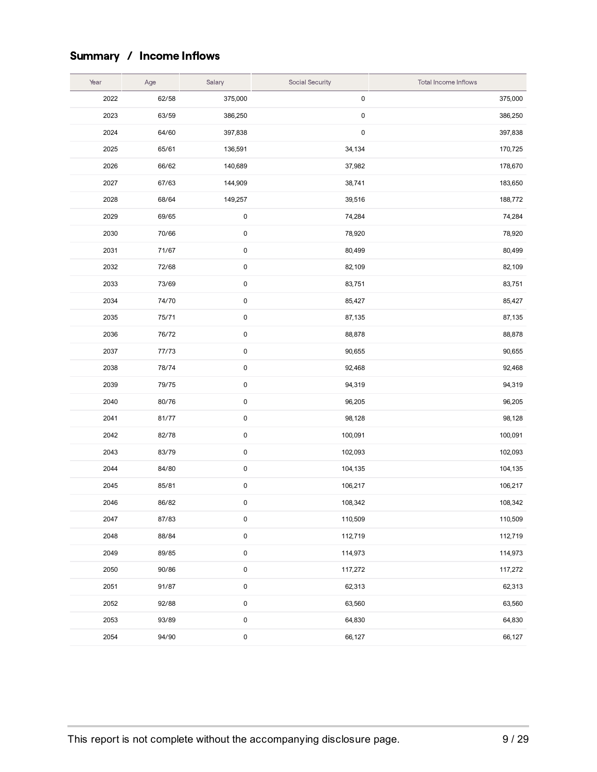## Summary / Income Inflows

| Year | Age | Salary | Social Security | Total Income Inflows |
|---|---|---|---|---|
| 2022 | 62/58 | 375,000 | 0 | 375,000 |
| 2023 | 63/59 | 386,250 | 0 | 386,250 |
| 2024 | 64/60 | 397,838 | 0 | 397,838 |
| 2025 | 65/61 | 136,591 | 34,134 | 170,725 |
| 2026 | 66/62 | 140,689 | 37,982 | 178,670 |
| 2027 | 67/63 | 144,909 | 38,741 | 183,650 |
| 2028 | 68/64 | 149,257 | 39,516 | 188,772 |
| 2029 | 69/65 | 0 | 74,284 | 74,284 |
| 2030 | 70/66 | 0 | 78,920 | 78,920 |
| 2031 | 71/67 | 0 | 80,499 | 80,499 |
| 2032 | 72/68 | 0 | 82,109 | 82,109 |
| 2033 | 73/69 | 0 | 83,751 | 83,751 |
| 2034 | 74/70 | 0 | 85,427 | 85,427 |
| 2035 | 75/71 | 0 | 87,135 | 87,135 |
| 2036 | 76/72 | 0 | 88,878 | 88,878 |
| 2037 | 77/73 | 0 | 90,655 | 90,655 |
| 2038 | 78/74 | 0 | 92,468 | 92,468 |
| 2039 | 79/75 | 0 | 94,319 | 94,319 |
| 2040 | 80/76 | 0 | 96,205 | 96,205 |
| 2041 | 81/77 | 0 | 98,128 | 98,128 |
| 2042 | 82/78 | 0 | 100,091 | 100,091 |
| 2043 | 83/79 | 0 | 102,093 | 102,093 |
| 2044 | 84/80 | 0 | 104,135 | 104,135 |
| 2045 | 85/81 | 0 | 106,217 | 106,217 |
| 2046 | 86/82 | 0 | 108,342 | 108,342 |
| 2047 | 87/83 | 0 | 110,509 | 110,509 |
| 2048 | 88/84 | 0 | 112,719 | 112,719 |
| 2049 | 89/85 | 0 | 114,973 | 114,973 |
| 2050 | 90/86 | 0 | 117,272 | 117,272 |
| 2051 | 91/87 | 0 | 62,313 | 62,313 |
| 2052 | 92/88 | 0 | 63,560 | 63,560 |
| 2053 | 93/89 | 0 | 64,830 | 64,830 |
| 2054 | 94/90 | 0 | 66,127 | 66,127 |

This report is not complete without the accompanying disclosure page.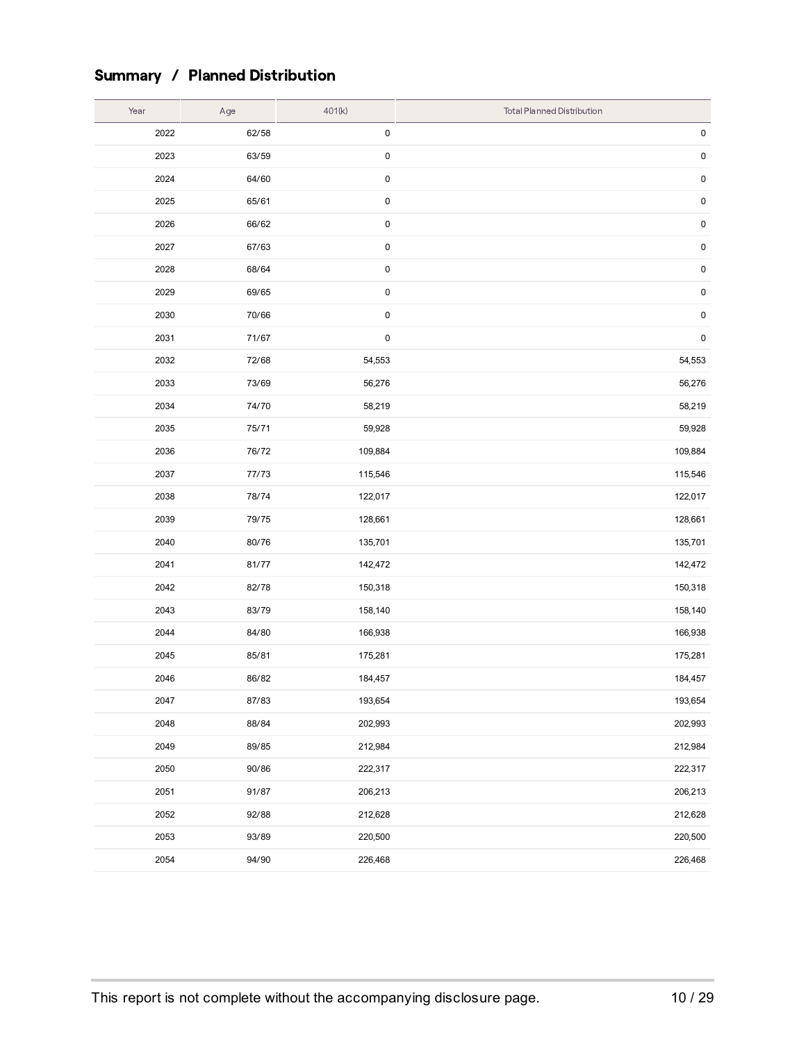## Summary / Planned Distribution

| Year | Age | 401(k) | Total Planned Distribution |
|---|---|---|---|
| 2022 | 62/58 | 0 | 0 |
| 2023 | 63/59 | 0 | 0 |
| 2024 | 64/60 | 0 | 0 |
| 2025 | 65/61 | 0 | 0 |
| 2026 | 66/62 | 0 | 0 |
| 2027 | 67/63 | 0 | 0 |
| 2028 | 68/64 | 0 | 0 |
| 2029 | 69/65 | 0 | 0 |
| 2030 | 70/66 | 0 | 0 |
| 2031 | 71/67 | 0 | 0 |
| 2032 | 72/68 | 54,553 | 54,553 |
| 2033 | 73/69 | 56,276 | 56,276 |
| 2034 | 74/70 | 58,219 | 58,219 |
| 2035 | 75/71 | 59,928 | 59,928 |
| 2036 | 76/72 | 109,884 | 109,884 |
| 2037 | 77/73 | 115,546 | 115,546 |
| 2038 | 78/74 | 122,017 | 122,017 |
| 2039 | 79/75 | 128,661 | 128,661 |
| 2040 | 80/76 | 135,701 | 135,701 |
| 2041 | 81/77 | 142,472 | 142,472 |
| 2042 | 82/78 | 150,318 | 150,318 |
| 2043 | 83/79 | 158,140 | 158,140 |
| 2044 | 84/80 | 166,938 | 166,938 |
| 2045 | 85/81 | 175,281 | 175,281 |
| 2046 | 86/82 | 184,457 | 184,457 |
| 2047 | 87/83 | 193,654 | 193,654 |
| 2048 | 88/84 | 202,993 | 202,993 |
| 2049 | 89/85 | 212,984 | 212,984 |
| 2050 | 90/86 | 222,317 | 222,317 |
| 2051 | 91/87 | 206,213 | 206,213 |
| 2052 | 92/88 | 212,628 | 212,628 |
| 2053 | 93/89 | 220,500 | 220,500 |
| 2054 | 94/90 | 226,468 | 226,468 |

This report is not complete without the accompanying disclosure page.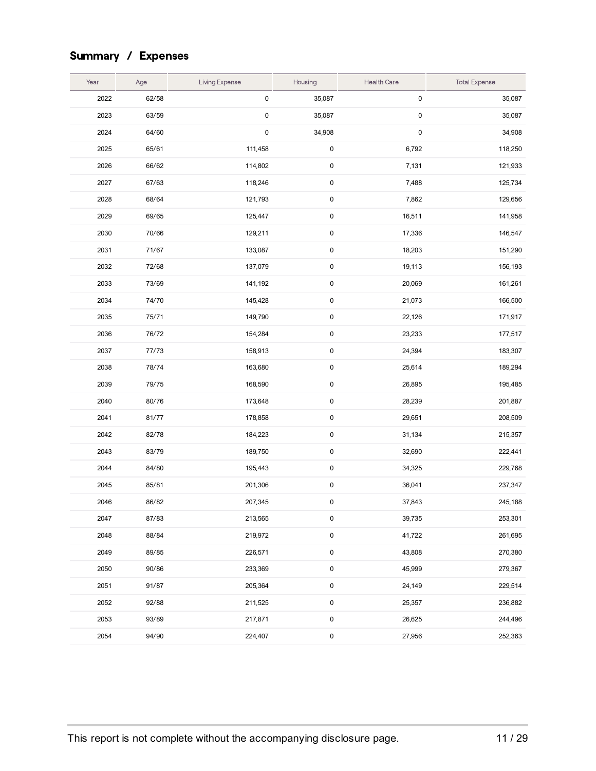## Summary / Expenses

| Year | Age | Living Expense | Housing | Health Care | Total Expense |
|---|---|---|---|---|---|
| 2022 | 62/58 | 0 | 35,087 | 0 | 35,087 |
| 2023 | 63/59 | 0 | 35,087 | 0 | 35,087 |
| 2024 | 64/60 | 0 | 34,908 | 0 | 34,908 |
| 2025 | 65/61 | 111,458 | 0 | 6,792 | 118,250 |
| 2026 | 66/62 | 114,802 | 0 | 7,131 | 121,933 |
| 2027 | 67/63 | 118,246 | 0 | 7,488 | 125,734 |
| 2028 | 68/64 | 121,793 | 0 | 7,862 | 129,656 |
| 2029 | 69/65 | 125,447 | 0 | 16,511 | 141,958 |
| 2030 | 70/66 | 129,211 | 0 | 17,336 | 146,547 |
| 2031 | 71/67 | 133,087 | 0 | 18,203 | 151,290 |
| 2032 | 72/68 | 137,079 | 0 | 19,113 | 156,193 |
| 2033 | 73/69 | 141,192 | 0 | 20,069 | 161,261 |
| 2034 | 74/70 | 145,428 | 0 | 21,073 | 166,500 |
| 2035 | 75/71 | 149,790 | 0 | 22,126 | 171,917 |
| 2036 | 76/72 | 154,284 | 0 | 23,233 | 177,517 |
| 2037 | 77/73 | 158,913 | 0 | 24,394 | 183,307 |
| 2038 | 78/74 | 163,680 | 0 | 25,614 | 189,294 |
| 2039 | 79/75 | 168,590 | 0 | 26,895 | 195,485 |
| 2040 | 80/76 | 173,648 | 0 | 28,239 | 201,887 |
| 2041 | 81/77 | 178,858 | 0 | 29,651 | 208,509 |
| 2042 | 82/78 | 184,223 | 0 | 31,134 | 215,357 |
| 2043 | 83/79 | 189,750 | 0 | 32,690 | 222,441 |
| 2044 | 84/80 | 195,443 | 0 | 34,325 | 229,768 |
| 2045 | 85/81 | 201,306 | 0 | 36,041 | 237,347 |
| 2046 | 86/82 | 207,345 | 0 | 37,843 | 245,188 |
| 2047 | 87/83 | 213,565 | 0 | 39,735 | 253,301 |
| 2048 | 88/84 | 219,972 | 0 | 41,722 | 261,695 |
| 2049 | 89/85 | 226,571 | 0 | 43,808 | 270,380 |
| 2050 | 90/86 | 233,369 | 0 | 45,999 | 279,367 |
| 2051 | 91/87 | 205,364 | 0 | 24,149 | 229,514 |
| 2052 | 92/88 | 211,525 | 0 | 25,357 | 236,882 |
| 2053 | 93/89 | 217,871 | 0 | 26,625 | 244,496 |
| 2054 | 94/90 | 224,407 | 0 | 27,956 | 252,363 |

This report is not complete without the accompanying disclosure page.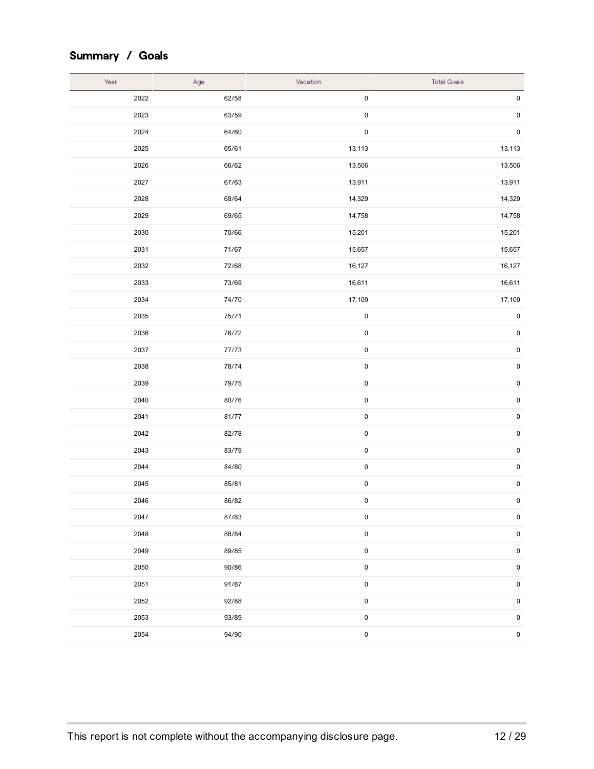## Summary / Goals

| Year | Age | Vacation | Total Goals |
|---|---|---|---|
| 2022 | 62/58 | 0 | 0 |
| 2023 | 63/59 | 0 | 0 |
| 2024 | 64/60 | 0 | 0 |
| 2025 | 65/61 | 13,113 | 13,113 |
| 2026 | 66/62 | 13,506 | 13,506 |
| 2027 | 67/63 | 13,911 | 13,911 |
| 2028 | 68/64 | 14,329 | 14,329 |
| 2029 | 69/65 | 14,758 | 14,758 |
| 2030 | 70/66 | 15,201 | 15,201 |
| 2031 | 71/67 | 15,657 | 15,657 |
| 2032 | 72/68 | 16,127 | 16,127 |
| 2033 | 73/69 | 16,611 | 16,611 |
| 2034 | 74/70 | 17,109 | 17,109 |
| 2035 | 75/71 | 0 | 0 |
| 2036 | 76/72 | 0 | 0 |
| 2037 | 77/73 | 0 | 0 |
| 2038 | 78/74 | 0 | 0 |
| 2039 | 79/75 | 0 | 0 |
| 2040 | 80/76 | 0 | 0 |
| 2041 | 81/77 | 0 | 0 |
| 2042 | 82/78 | 0 | 0 |
| 2043 | 83/79 | 0 | 0 |
| 2044 | 84/80 | 0 | 0 |
| 2045 | 85/81 | 0 | 0 |
| 2046 | 86/82 | 0 | 0 |
| 2047 | 87/83 | 0 | 0 |
| 2048 | 88/84 | 0 | 0 |
| 2049 | 89/85 | 0 | 0 |
| 2050 | 90/86 | 0 | 0 |
| 2051 | 91/87 | 0 | 0 |
| 2052 | 92/88 | 0 | 0 |
| 2053 | 93/89 | 0 | 0 |
| 2054 | 94/90 | 0 | 0 |

This report is not complete without the accompanying disclosure page.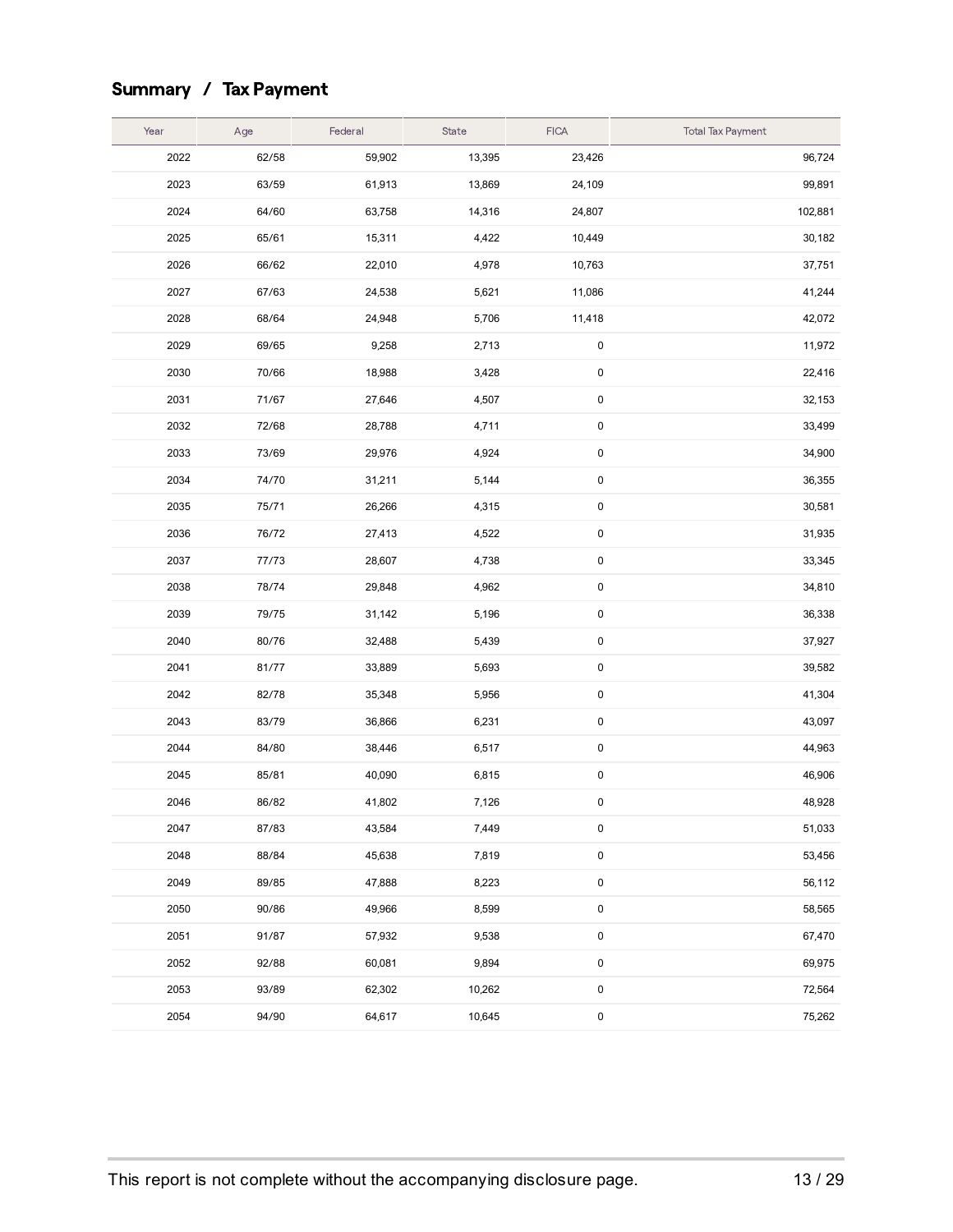## Summary / Tax Payment

| Year | Age | Federal | State | FICA | Total Tax Payment |
|---|---|---|---|---|---|
| 2022 | 62/58 | 59,902 | 13,395 | 23,426 | 96,724 |
| 2023 | 63/59 | 61,913 | 13,869 | 24,109 | 99,891 |
| 2024 | 64/60 | 63,758 | 14,316 | 24,807 | 102,881 |
| 2025 | 65/61 | 15,311 | 4,422 | 10,449 | 30,182 |
| 2026 | 66/62 | 22,010 | 4,978 | 10,763 | 37,751 |
| 2027 | 67/63 | 24,538 | 5,621 | 11,086 | 41,244 |
| 2028 | 68/64 | 24,948 | 5,706 | 11,418 | 42,072 |
| 2029 | 69/65 | 9,258 | 2,713 | 0 | 11,972 |
| 2030 | 70/66 | 18,988 | 3,428 | 0 | 22,416 |
| 2031 | 71/67 | 27,646 | 4,507 | 0 | 32,153 |
| 2032 | 72/68 | 28,788 | 4,711 | 0 | 33,499 |
| 2033 | 73/69 | 29,976 | 4,924 | 0 | 34,900 |
| 2034 | 74/70 | 31,211 | 5,144 | 0 | 36,355 |
| 2035 | 75/71 | 26,266 | 4,315 | 0 | 30,581 |
| 2036 | 76/72 | 27,413 | 4,522 | 0 | 31,935 |
| 2037 | 77/73 | 28,607 | 4,738 | 0 | 33,345 |
| 2038 | 78/74 | 29,848 | 4,962 | 0 | 34,810 |
| 2039 | 79/75 | 31,142 | 5,196 | 0 | 36,338 |
| 2040 | 80/76 | 32,488 | 5,439 | 0 | 37,927 |
| 2041 | 81/77 | 33,889 | 5,693 | 0 | 39,582 |
| 2042 | 82/78 | 35,348 | 5,956 | 0 | 41,304 |
| 2043 | 83/79 | 36,866 | 6,231 | 0 | 43,097 |
| 2044 | 84/80 | 38,446 | 6,517 | 0 | 44,963 |
| 2045 | 85/81 | 40,090 | 6,815 | 0 | 46,906 |
| 2046 | 86/82 | 41,802 | 7,126 | 0 | 48,928 |
| 2047 | 87/83 | 43,584 | 7,449 | 0 | 51,033 |
| 2048 | 88/84 | 45,638 | 7,819 | 0 | 53,456 |
| 2049 | 89/85 | 47,888 | 8,223 | 0 | 56,112 |
| 2050 | 90/86 | 49,966 | 8,599 | 0 | 58,565 |
| 2051 | 91/87 | 57,932 | 9,538 | 0 | 67,470 |
| 2052 | 92/88 | 60,081 | 9,894 | 0 | 69,975 |
| 2053 | 93/89 | 62,302 | 10,262 | 0 | 72,564 |
| 2054 | 94/90 | 64,617 | 10,645 | 0 | 75,262 |

This report is not complete without the accompanying disclosure page.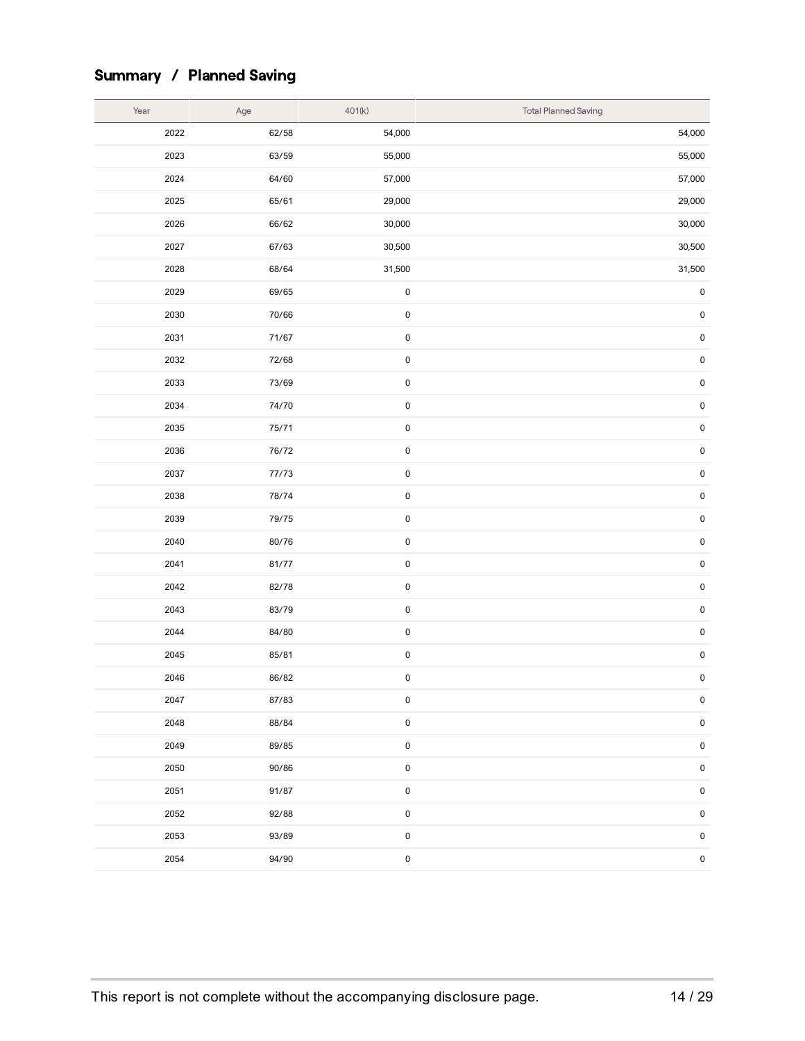## Summary / Planned Saving

| Year | Age | 401(k) | Total Planned Saving |
|---|---|---|---|
| 2022 | 62/58 | 54,000 | 54,000 |
| 2023 | 63/59 | 55,000 | 55,000 |
| 2024 | 64/60 | 57,000 | 57,000 |
| 2025 | 65/61 | 29,000 | 29,000 |
| 2026 | 66/62 | 30,000 | 30,000 |
| 2027 | 67/63 | 30,500 | 30,500 |
| 2028 | 68/64 | 31,500 | 31,500 |
| 2029 | 69/65 | 0 | 0 |
| 2030 | 70/66 | 0 | 0 |
| 2031 | 71/67 | 0 | 0 |
| 2032 | 72/68 | 0 | 0 |
| 2033 | 73/69 | 0 | 0 |
| 2034 | 74/70 | 0 | 0 |
| 2035 | 75/71 | 0 | 0 |
| 2036 | 76/72 | 0 | 0 |
| 2037 | 77/73 | 0 | 0 |
| 2038 | 78/74 | 0 | 0 |
| 2039 | 79/75 | 0 | 0 |
| 2040 | 80/76 | 0 | 0 |
| 2041 | 81/77 | 0 | 0 |
| 2042 | 82/78 | 0 | 0 |
| 2043 | 83/79 | 0 | 0 |
| 2044 | 84/80 | 0 | 0 |
| 2045 | 85/81 | 0 | 0 |
| 2046 | 86/82 | 0 | 0 |
| 2047 | 87/83 | 0 | 0 |
| 2048 | 88/84 | 0 | 0 |
| 2049 | 89/85 | 0 | 0 |
| 2050 | 90/86 | 0 | 0 |
| 2051 | 91/87 | 0 | 0 |
| 2052 | 92/88 | 0 | 0 |
| 2053 | 93/89 | 0 | 0 |
| 2054 | 94/90 | 0 | 0 |

This report is not complete without the accompanying disclosure page.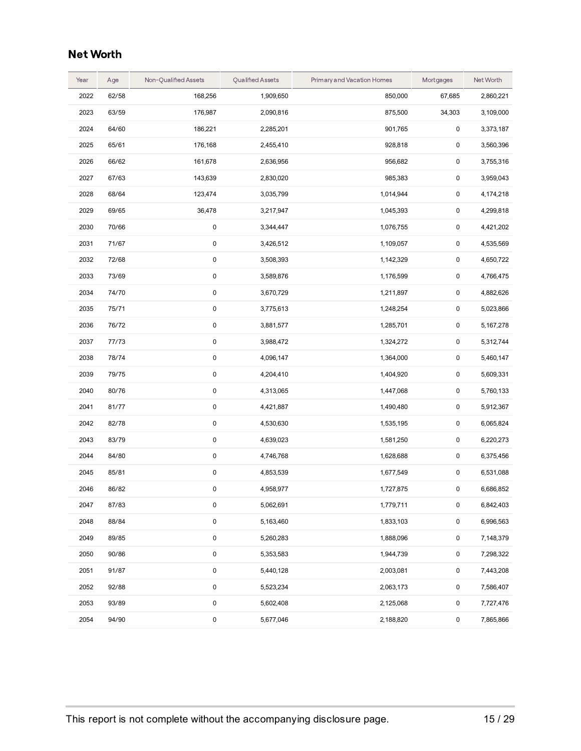## Net Worth

| Year | Age | Non-Qualified Assets | Qualified Assets | Primary and Vacation Homes | Mortgages | Net Worth |
|---|---|---|---|---|---|---|
| 2022 | 62/58 | 168,256 | 1,909,650 | 850,000 | 67,685 | 2,860,221 |
| 2023 | 63/59 | 176,987 | 2,090,816 | 875,500 | 34,303 | 3,109,000 |
| 2024 | 64/60 | 186,221 | 2,285,201 | 901,765 | 0 | 3,373,187 |
| 2025 | 65/61 | 176,168 | 2,455,410 | 928,818 | 0 | 3,560,396 |
| 2026 | 66/62 | 161,678 | 2,636,956 | 956,682 | 0 | 3,755,316 |
| 2027 | 67/63 | 143,639 | 2,830,020 | 985,383 | 0 | 3,959,043 |
| 2028 | 68/64 | 123,474 | 3,035,799 | 1,014,944 | 0 | 4,174,218 |
| 2029 | 69/65 | 36,478 | 3,217,947 | 1,045,393 | 0 | 4,299,818 |
| 2030 | 70/66 | 0 | 3,344,447 | 1,076,755 | 0 | 4,421,202 |
| 2031 | 71/67 | 0 | 3,426,512 | 1,109,057 | 0 | 4,535,569 |
| 2032 | 72/68 | 0 | 3,508,393 | 1,142,329 | 0 | 4,650,722 |
| 2033 | 73/69 | 0 | 3,589,876 | 1,176,599 | 0 | 4,766,475 |
| 2034 | 74/70 | 0 | 3,670,729 | 1,211,897 | 0 | 4,882,626 |
| 2035 | 75/71 | 0 | 3,775,613 | 1,248,254 | 0 | 5,023,866 |
| 2036 | 76/72 | 0 | 3,881,577 | 1,285,701 | 0 | 5,167,278 |
| 2037 | 77/73 | 0 | 3,988,472 | 1,324,272 | 0 | 5,312,744 |
| 2038 | 78/74 | 0 | 4,096,147 | 1,364,000 | 0 | 5,460,147 |
| 2039 | 79/75 | 0 | 4,204,410 | 1,404,920 | 0 | 5,609,331 |
| 2040 | 80/76 | 0 | 4,313,065 | 1,447,068 | 0 | 5,760,133 |
| 2041 | 81/77 | 0 | 4,421,887 | 1,490,480 | 0 | 5,912,367 |
| 2042 | 82/78 | 0 | 4,530,630 | 1,535,195 | 0 | 6,065,824 |
| 2043 | 83/79 | 0 | 4,639,023 | 1,581,250 | 0 | 6,220,273 |
| 2044 | 84/80 | 0 | 4,746,768 | 1,628,688 | 0 | 6,375,456 |
| 2045 | 85/81 | 0 | 4,853,539 | 1,677,549 | 0 | 6,531,088 |
| 2046 | 86/82 | 0 | 4,958,977 | 1,727,875 | 0 | 6,686,852 |
| 2047 | 87/83 | 0 | 5,062,691 | 1,779,711 | 0 | 6,842,403 |
| 2048 | 88/84 | 0 | 5,163,460 | 1,833,103 | 0 | 6,996,563 |
| 2049 | 89/85 | 0 | 5,260,283 | 1,888,096 | 0 | 7,148,379 |
| 2050 | 90/86 | 0 | 5,353,583 | 1,944,739 | 0 | 7,298,322 |
| 2051 | 91/87 | 0 | 5,440,128 | 2,003,081 | 0 | 7,443,208 |
| 2052 | 92/88 | 0 | 5,523,234 | 2,063,173 | 0 | 7,586,407 |
| 2053 | 93/89 | 0 | 5,602,408 | 2,125,068 | 0 | 7,727,476 |
| 2054 | 94/90 | 0 | 5,677,046 | 2,188,820 | 0 | 7,865,866 |

This report is not complete without the accompanying disclosure page.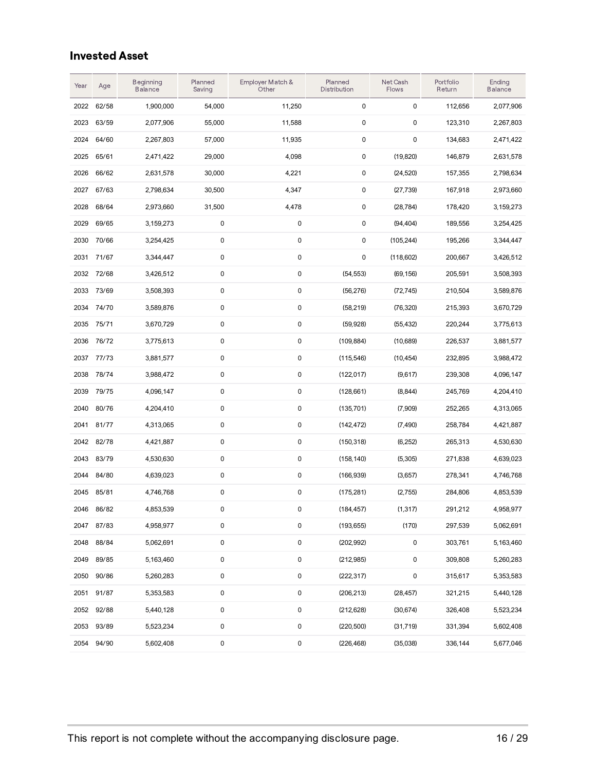### Invested Asset

| Year | Age | Beginning Balance | Planned Saving | Employer Match & Other | Planned Distribution | Net Cash Flows | Portfolio Return | Ending Balance |
|---|---|---|---|---|---|---|---|---|
| 2022 | 62/58 | 1,900,000 | 54,000 | 11,250 | 0 | 0 | 112,656 | 2,077,906 |
| 2023 | 63/59 | 2,077,906 | 55,000 | 11,588 | 0 | 0 | 123,310 | 2,267,803 |
| 2024 | 64/60 | 2,267,803 | 57,000 | 11,935 | 0 | 0 | 134,683 | 2,471,422 |
| 2025 | 65/61 | 2,471,422 | 29,000 | 4,098 | 0 | (19,820) | 146,879 | 2,631,578 |
| 2026 | 66/62 | 2,631,578 | 30,000 | 4,221 | 0 | (24,520) | 157,355 | 2,798,634 |
| 2027 | 67/63 | 2,798,634 | 30,500 | 4,347 | 0 | (27,739) | 167,918 | 2,973,660 |
| 2028 | 68/64 | 2,973,660 | 31,500 | 4,478 | 0 | (28,784) | 178,420 | 3,159,273 |
| 2029 | 69/65 | 3,159,273 | 0 | 0 | 0 | (94,404) | 189,556 | 3,254,425 |
| 2030 | 70/66 | 3,254,425 | 0 | 0 | 0 | (105,244) | 195,266 | 3,344,447 |
| 2031 | 71/67 | 3,344,447 | 0 | 0 | 0 | (118,602) | 200,667 | 3,426,512 |
| 2032 | 72/68 | 3,426,512 | 0 | 0 | (54,553) | (69,156) | 205,591 | 3,508,393 |
| 2033 | 73/69 | 3,508,393 | 0 | 0 | (56,276) | (72,745) | 210,504 | 3,589,876 |
| 2034 | 74/70 | 3,589,876 | 0 | 0 | (58,219) | (76,320) | 215,393 | 3,670,729 |
| 2035 | 75/71 | 3,670,729 | 0 | 0 | (59,928) | (55,432) | 220,244 | 3,775,613 |
| 2036 | 76/72 | 3,775,613 | 0 | 0 | (109,884) | (10,689) | 226,537 | 3,881,577 |
| 2037 | 77/73 | 3,881,577 | 0 | 0 | (115,546) | (10,454) | 232,895 | 3,988,472 |
| 2038 | 78/74 | 3,988,472 | 0 | 0 | (122,017) | (9,617) | 239,308 | 4,096,147 |
| 2039 | 79/75 | 4,096,147 | 0 | 0 | (128,661) | (8,844) | 245,769 | 4,204,410 |
| 2040 | 80/76 | 4,204,410 | 0 | 0 | (135,701) | (7,909) | 252,265 | 4,313,065 |
| 2041 | 81/77 | 4,313,065 | 0 | 0 | (142,472) | (7,490) | 258,784 | 4,421,887 |
| 2042 | 82/78 | 4,421,887 | 0 | 0 | (150,318) | (6,252) | 265,313 | 4,530,630 |
| 2043 | 83/79 | 4,530,630 | 0 | 0 | (158,140) | (5,305) | 271,838 | 4,639,023 |
| 2044 | 84/80 | 4,639,023 | 0 | 0 | (166,939) | (3,657) | 278,341 | 4,746,768 |
| 2045 | 85/81 | 4,746,768 | 0 | 0 | (175,281) | (2,755) | 284,806 | 4,853,539 |
| 2046 | 86/82 | 4,853,539 | 0 | 0 | (184,457) | (1,317) | 291,212 | 4,958,977 |
| 2047 | 87/83 | 4,958,977 | 0 | 0 | (193,655) | (170) | 297,539 | 5,062,691 |
| 2048 | 88/84 | 5,062,691 | 0 | 0 | (202,992) | 0 | 303,761 | 5,163,460 |
| 2049 | 89/85 | 5,163,460 | 0 | 0 | (212,985) | 0 | 309,808 | 5,260,283 |
| 2050 | 90/86 | 5,260,283 | 0 | 0 | (222,317) | 0 | 315,617 | 5,353,583 |
| 2051 | 91/87 | 5,353,583 | 0 | 0 | (206,213) | (28,457) | 321,215 | 5,440,128 |
| 2052 | 92/88 | 5,440,128 | 0 | 0 | (212,628) | (30,674) | 326,408 | 5,523,234 |
| 2053 | 93/89 | 5,523,234 | 0 | 0 | (220,500) | (31,719) | 331,394 | 5,602,408 |
| 2054 | 94/90 | 5,602,408 | 0 | 0 | (226,468) | (35,038) | 336,144 | 5,677,046 |

This report is not complete without the accompanying disclosure page.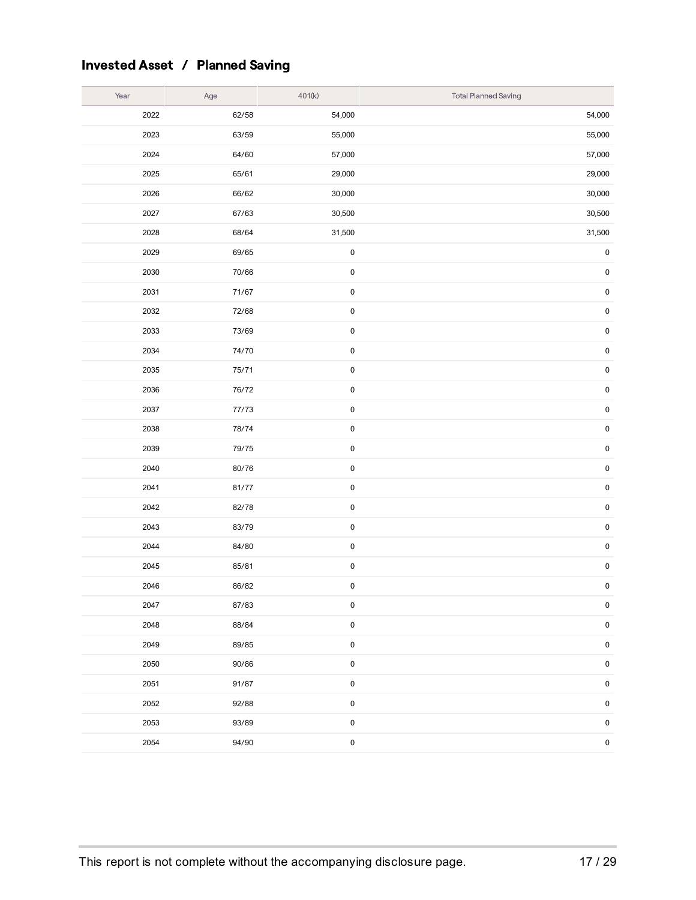## Invested Asset / Planned Saving

| Year | Age | 401(k) | Total Planned Saving |
|---|---|---|---|
| 2022 | 62/58 | 54,000 | 54,000 |
| 2023 | 63/59 | 55,000 | 55,000 |
| 2024 | 64/60 | 57,000 | 57,000 |
| 2025 | 65/61 | 29,000 | 29,000 |
| 2026 | 66/62 | 30,000 | 30,000 |
| 2027 | 67/63 | 30,500 | 30,500 |
| 2028 | 68/64 | 31,500 | 31,500 |
| 2029 | 69/65 | 0 | 0 |
| 2030 | 70/66 | 0 | 0 |
| 2031 | 71/67 | 0 | 0 |
| 2032 | 72/68 | 0 | 0 |
| 2033 | 73/69 | 0 | 0 |
| 2034 | 74/70 | 0 | 0 |
| 2035 | 75/71 | 0 | 0 |
| 2036 | 76/72 | 0 | 0 |
| 2037 | 77/73 | 0 | 0 |
| 2038 | 78/74 | 0 | 0 |
| 2039 | 79/75 | 0 | 0 |
| 2040 | 80/76 | 0 | 0 |
| 2041 | 81/77 | 0 | 0 |
| 2042 | 82/78 | 0 | 0 |
| 2043 | 83/79 | 0 | 0 |
| 2044 | 84/80 | 0 | 0 |
| 2045 | 85/81 | 0 | 0 |
| 2046 | 86/82 | 0 | 0 |
| 2047 | 87/83 | 0 | 0 |
| 2048 | 88/84 | 0 | 0 |
| 2049 | 89/85 | 0 | 0 |
| 2050 | 90/86 | 0 | 0 |
| 2051 | 91/87 | 0 | 0 |
| 2052 | 92/88 | 0 | 0 |
| 2053 | 93/89 | 0 | 0 |
| 2054 | 94/90 | 0 | 0 |

This report is not complete without the accompanying disclosure page.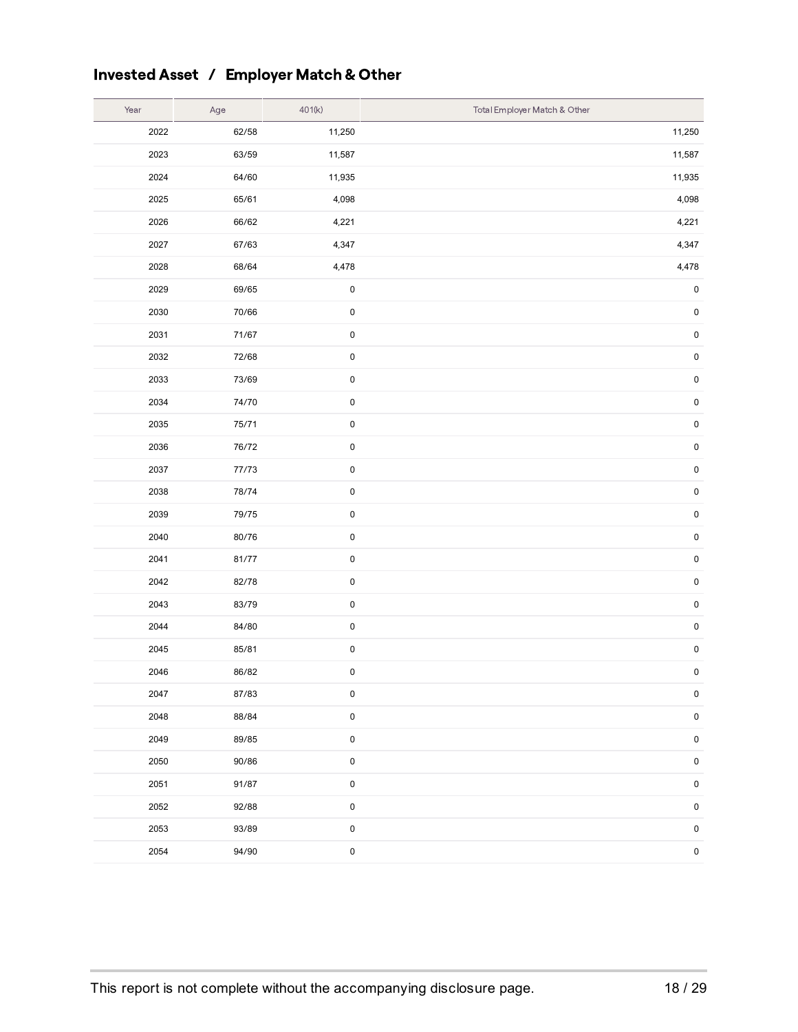## Invested Asset / Employer Match & Other

| Year | Age | 401(k) | Total Employer Match & Other |
|---|---|---|---|
| 2022 | 62/58 | 11,250 | 11,250 |
| 2023 | 63/59 | 11,587 | 11,587 |
| 2024 | 64/60 | 11,935 | 11,935 |
| 2025 | 65/61 | 4,098 | 4,098 |
| 2026 | 66/62 | 4,221 | 4,221 |
| 2027 | 67/63 | 4,347 | 4,347 |
| 2028 | 68/64 | 4,478 | 4,478 |
| 2029 | 69/65 | 0 | 0 |
| 2030 | 70/66 | 0 | 0 |
| 2031 | 71/67 | 0 | 0 |
| 2032 | 72/68 | 0 | 0 |
| 2033 | 73/69 | 0 | 0 |
| 2034 | 74/70 | 0 | 0 |
| 2035 | 75/71 | 0 | 0 |
| 2036 | 76/72 | 0 | 0 |
| 2037 | 77/73 | 0 | 0 |
| 2038 | 78/74 | 0 | 0 |
| 2039 | 79/75 | 0 | 0 |
| 2040 | 80/76 | 0 | 0 |
| 2041 | 81/77 | 0 | 0 |
| 2042 | 82/78 | 0 | 0 |
| 2043 | 83/79 | 0 | 0 |
| 2044 | 84/80 | 0 | 0 |
| 2045 | 85/81 | 0 | 0 |
| 2046 | 86/82 | 0 | 0 |
| 2047 | 87/83 | 0 | 0 |
| 2048 | 88/84 | 0 | 0 |
| 2049 | 89/85 | 0 | 0 |
| 2050 | 90/86 | 0 | 0 |
| 2051 | 91/87 | 0 | 0 |
| 2052 | 92/88 | 0 | 0 |
| 2053 | 93/89 | 0 | 0 |
| 2054 | 94/90 | 0 | 0 |

This report is not complete without the accompanying disclosure page.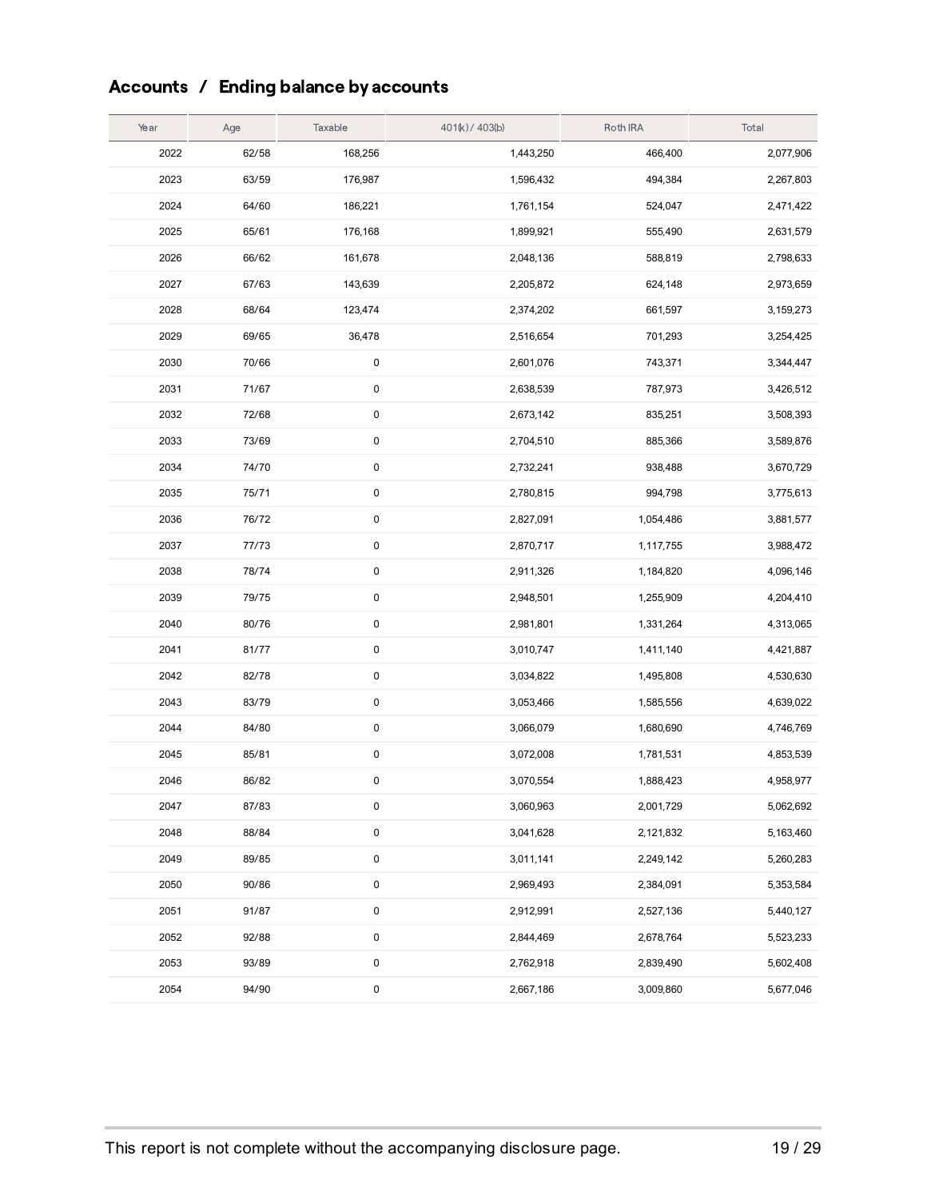## Accounts / Ending balance by accounts

| Year | Age | Taxable | 401(k) / 403(b) | Roth IRA | Total |
|---|---|---|---|---|---|
| 2022 | 62/58 | 168,256 | 1,443,250 | 466,400 | 2,077,906 |
| 2023 | 63/59 | 176,987 | 1,596,432 | 494,384 | 2,267,803 |
| 2024 | 64/60 | 186,221 | 1,761,154 | 524,047 | 2,471,422 |
| 2025 | 65/61 | 176,168 | 1,899,921 | 555,490 | 2,631,579 |
| 2026 | 66/62 | 161,678 | 2,048,136 | 588,819 | 2,798,633 |
| 2027 | 67/63 | 143,639 | 2,205,872 | 624,148 | 2,973,659 |
| 2028 | 68/64 | 123,474 | 2,374,202 | 661,597 | 3,159,273 |
| 2029 | 69/65 | 36,478 | 2,516,654 | 701,293 | 3,254,425 |
| 2030 | 70/66 | 0 | 2,601,076 | 743,371 | 3,344,447 |
| 2031 | 71/67 | 0 | 2,638,539 | 787,973 | 3,426,512 |
| 2032 | 72/68 | 0 | 2,673,142 | 835,251 | 3,508,393 |
| 2033 | 73/69 | 0 | 2,704,510 | 885,366 | 3,589,876 |
| 2034 | 74/70 | 0 | 2,732,241 | 938,488 | 3,670,729 |
| 2035 | 75/71 | 0 | 2,780,815 | 994,798 | 3,775,613 |
| 2036 | 76/72 | 0 | 2,827,091 | 1,054,486 | 3,881,577 |
| 2037 | 77/73 | 0 | 2,870,717 | 1,117,755 | 3,988,472 |
| 2038 | 78/74 | 0 | 2,911,326 | 1,184,820 | 4,096,146 |
| 2039 | 79/75 | 0 | 2,948,501 | 1,255,909 | 4,204,410 |
| 2040 | 80/76 | 0 | 2,981,801 | 1,331,264 | 4,313,065 |
| 2041 | 81/77 | 0 | 3,010,747 | 1,411,140 | 4,421,887 |
| 2042 | 82/78 | 0 | 3,034,822 | 1,495,808 | 4,530,630 |
| 2043 | 83/79 | 0 | 3,053,466 | 1,585,556 | 4,639,022 |
| 2044 | 84/80 | 0 | 3,066,079 | 1,680,690 | 4,746,769 |
| 2045 | 85/81 | 0 | 3,072,008 | 1,781,531 | 4,853,539 |
| 2046 | 86/82 | 0 | 3,070,554 | 1,888,423 | 4,958,977 |
| 2047 | 87/83 | 0 | 3,060,963 | 2,001,729 | 5,062,692 |
| 2048 | 88/84 | 0 | 3,041,628 | 2,121,832 | 5,163,460 |
| 2049 | 89/85 | 0 | 3,011,141 | 2,249,142 | 5,260,283 |
| 2050 | 90/86 | 0 | 2,969,493 | 2,384,091 | 5,353,584 |
| 2051 | 91/87 | 0 | 2,912,991 | 2,527,136 | 5,440,127 |
| 2052 | 92/88 | 0 | 2,844,469 | 2,678,764 | 5,523,233 |
| 2053 | 93/89 | 0 | 2,762,918 | 2,839,490 | 5,602,408 |
| 2054 | 94/90 | 0 | 2,667,186 | 3,009,860 | 5,677,046 |

This report is not complete without the accompanying disclosure page.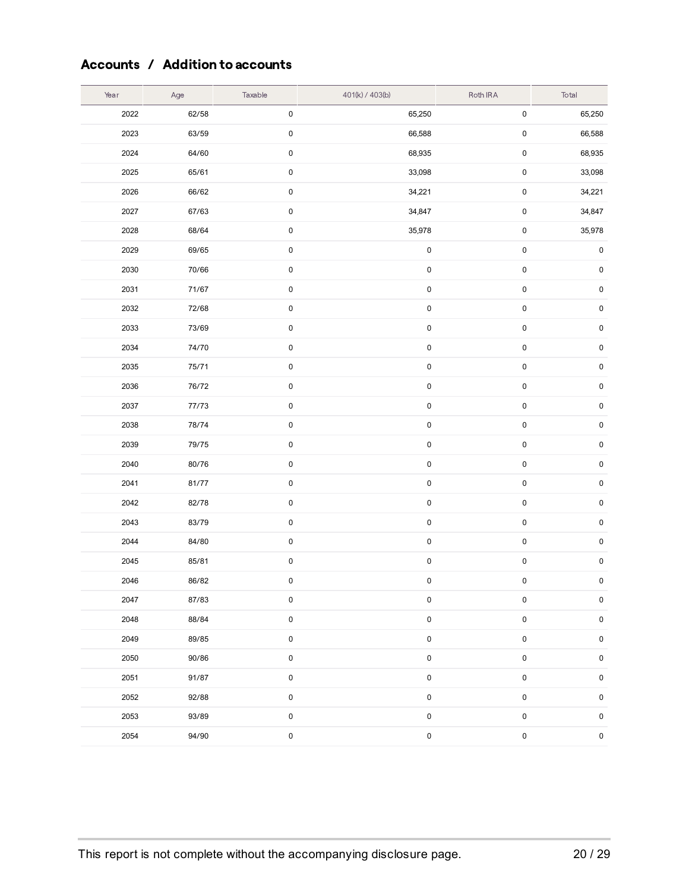## Accounts / Addition to accounts

| Year | Age | Taxable | 401(k) / 403(b) | Roth IRA | Total |
|---|---|---|---|---|---|
| 2022 | 62/58 | 0 | 65,250 | 0 | 65,250 |
| 2023 | 63/59 | 0 | 66,588 | 0 | 66,588 |
| 2024 | 64/60 | 0 | 68,935 | 0 | 68,935 |
| 2025 | 65/61 | 0 | 33,098 | 0 | 33,098 |
| 2026 | 66/62 | 0 | 34,221 | 0 | 34,221 |
| 2027 | 67/63 | 0 | 34,847 | 0 | 34,847 |
| 2028 | 68/64 | 0 | 35,978 | 0 | 35,978 |
| 2029 | 69/65 | 0 | 0 | 0 | 0 |
| 2030 | 70/66 | 0 | 0 | 0 | 0 |
| 2031 | 71/67 | 0 | 0 | 0 | 0 |
| 2032 | 72/68 | 0 | 0 | 0 | 0 |
| 2033 | 73/69 | 0 | 0 | 0 | 0 |
| 2034 | 74/70 | 0 | 0 | 0 | 0 |
| 2035 | 75/71 | 0 | 0 | 0 | 0 |
| 2036 | 76/72 | 0 | 0 | 0 | 0 |
| 2037 | 77/73 | 0 | 0 | 0 | 0 |
| 2038 | 78/74 | 0 | 0 | 0 | 0 |
| 2039 | 79/75 | 0 | 0 | 0 | 0 |
| 2040 | 80/76 | 0 | 0 | 0 | 0 |
| 2041 | 81/77 | 0 | 0 | 0 | 0 |
| 2042 | 82/78 | 0 | 0 | 0 | 0 |
| 2043 | 83/79 | 0 | 0 | 0 | 0 |
| 2044 | 84/80 | 0 | 0 | 0 | 0 |
| 2045 | 85/81 | 0 | 0 | 0 | 0 |
| 2046 | 86/82 | 0 | 0 | 0 | 0 |
| 2047 | 87/83 | 0 | 0 | 0 | 0 |
| 2048 | 88/84 | 0 | 0 | 0 | 0 |
| 2049 | 89/85 | 0 | 0 | 0 | 0 |
| 2050 | 90/86 | 0 | 0 | 0 | 0 |
| 2051 | 91/87 | 0 | 0 | 0 | 0 |
| 2052 | 92/88 | 0 | 0 | 0 | 0 |
| 2053 | 93/89 | 0 | 0 | 0 | 0 |
| 2054 | 94/90 | 0 | 0 | 0 | 0 |

This report is not complete without the accompanying disclosure page.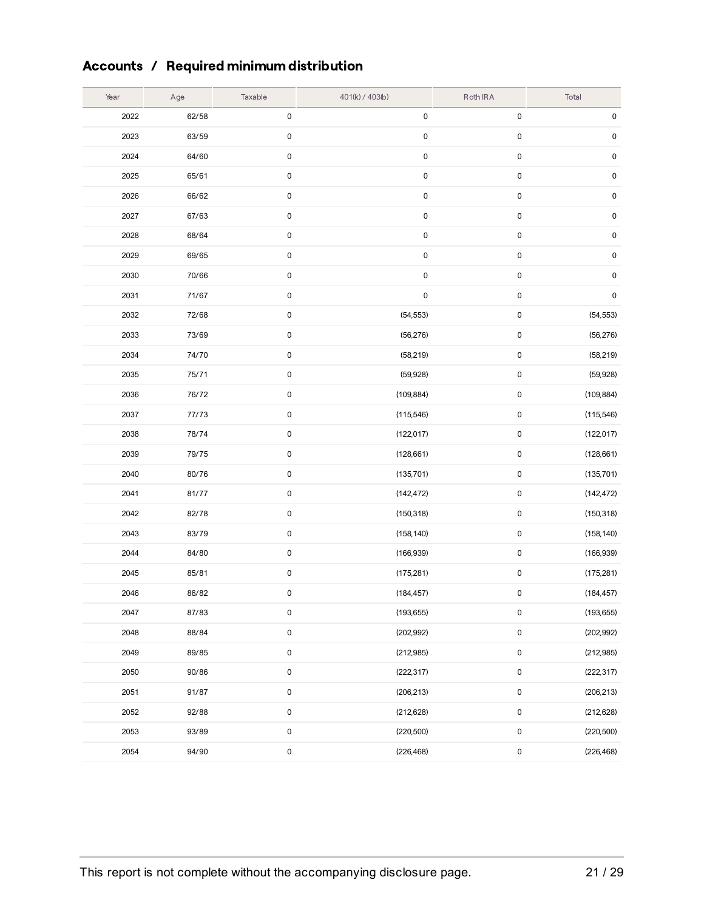## Accounts / Required minimum distribution

| Year | Age | Taxable | 401(k) / 403(b) | Roth IRA | Total |
|---|---|---|---|---|---|
| 2022 | 62/58 | 0 | 0 | 0 | 0 |
| 2023 | 63/59 | 0 | 0 | 0 | 0 |
| 2024 | 64/60 | 0 | 0 | 0 | 0 |
| 2025 | 65/61 | 0 | 0 | 0 | 0 |
| 2026 | 66/62 | 0 | 0 | 0 | 0 |
| 2027 | 67/63 | 0 | 0 | 0 | 0 |
| 2028 | 68/64 | 0 | 0 | 0 | 0 |
| 2029 | 69/65 | 0 | 0 | 0 | 0 |
| 2030 | 70/66 | 0 | 0 | 0 | 0 |
| 2031 | 71/67 | 0 | 0 | 0 | 0 |
| 2032 | 72/68 | 0 | (54,553) | 0 | (54,553) |
| 2033 | 73/69 | 0 | (56,276) | 0 | (56,276) |
| 2034 | 74/70 | 0 | (58,219) | 0 | (58,219) |
| 2035 | 75/71 | 0 | (59,928) | 0 | (59,928) |
| 2036 | 76/72 | 0 | (109,884) | 0 | (109,884) |
| 2037 | 77/73 | 0 | (115,546) | 0 | (115,546) |
| 2038 | 78/74 | 0 | (122,017) | 0 | (122,017) |
| 2039 | 79/75 | 0 | (128,661) | 0 | (128,661) |
| 2040 | 80/76 | 0 | (135,701) | 0 | (135,701) |
| 2041 | 81/77 | 0 | (142,472) | 0 | (142,472) |
| 2042 | 82/78 | 0 | (150,318) | 0 | (150,318) |
| 2043 | 83/79 | 0 | (158,140) | 0 | (158,140) |
| 2044 | 84/80 | 0 | (166,939) | 0 | (166,939) |
| 2045 | 85/81 | 0 | (175,281) | 0 | (175,281) |
| 2046 | 86/82 | 0 | (184,457) | 0 | (184,457) |
| 2047 | 87/83 | 0 | (193,655) | 0 | (193,655) |
| 2048 | 88/84 | 0 | (202,992) | 0 | (202,992) |
| 2049 | 89/85 | 0 | (212,985) | 0 | (212,985) |
| 2050 | 90/86 | 0 | (222,317) | 0 | (222,317) |
| 2051 | 91/87 | 0 | (206,213) | 0 | (206,213) |
| 2052 | 92/88 | 0 | (212,628) | 0 | (212,628) |
| 2053 | 93/89 | 0 | (220,500) | 0 | (220,500) |
| 2054 | 94/90 | 0 | (226,468) | 0 | (226,468) |

This report is not complete without the accompanying disclosure page.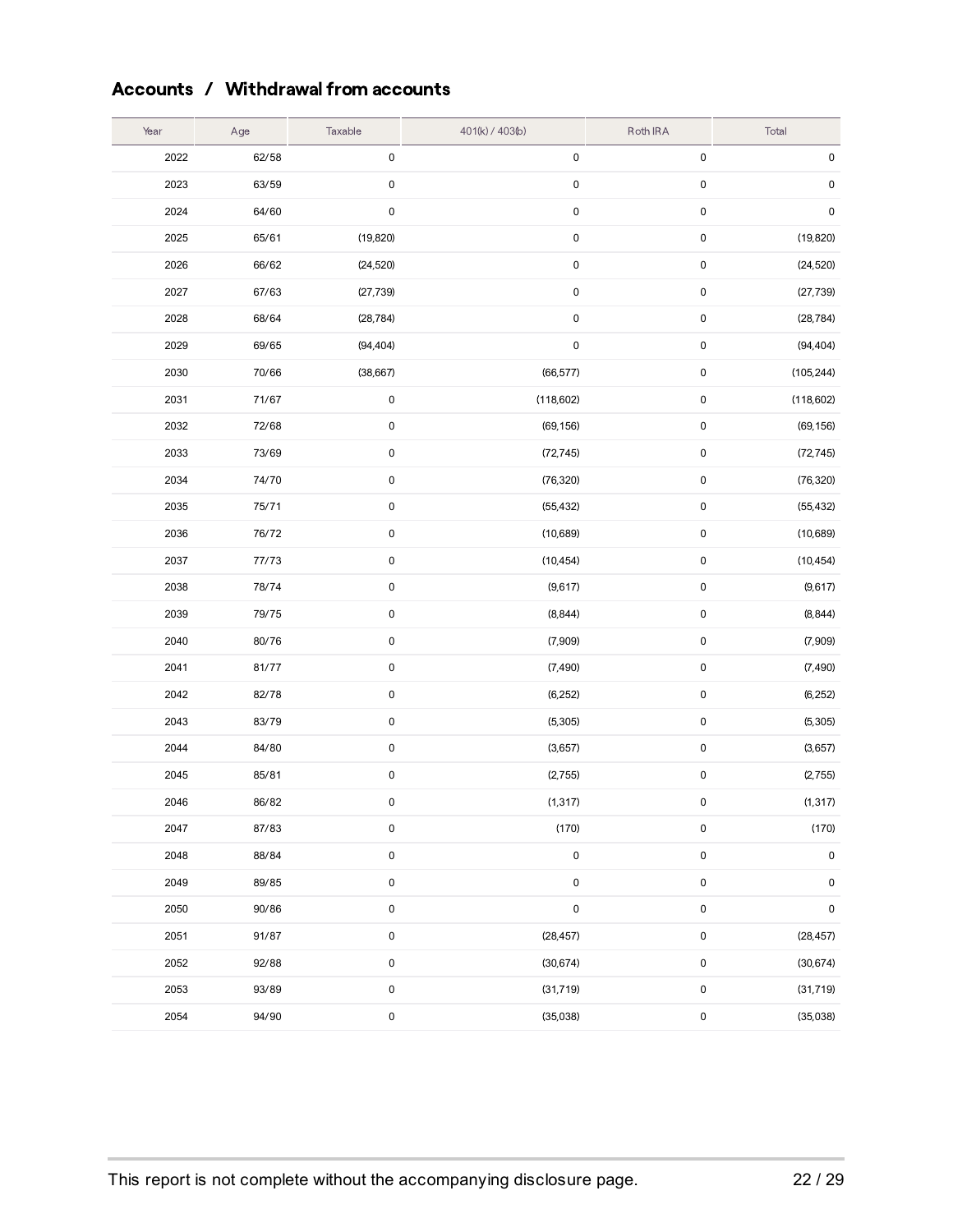## Accounts / Withdrawal from accounts

| Year | Age | Taxable | 401(k) / 403(b) | Roth IRA | Total |
|---|---|---|---|---|---|
| 2022 | 62/58 | 0 | 0 | 0 | 0 |
| 2023 | 63/59 | 0 | 0 | 0 | 0 |
| 2024 | 64/60 | 0 | 0 | 0 | 0 |
| 2025 | 65/61 | (19,820) | 0 | 0 | (19,820) |
| 2026 | 66/62 | (24,520) | 0 | 0 | (24,520) |
| 2027 | 67/63 | (27,739) | 0 | 0 | (27,739) |
| 2028 | 68/64 | (28,784) | 0 | 0 | (28,784) |
| 2029 | 69/65 | (94,404) | 0 | 0 | (94,404) |
| 2030 | 70/66 | (38,667) | (66,577) | 0 | (105,244) |
| 2031 | 71/67 | 0 | (118,602) | 0 | (118,602) |
| 2032 | 72/68 | 0 | (69,156) | 0 | (69,156) |
| 2033 | 73/69 | 0 | (72,745) | 0 | (72,745) |
| 2034 | 74/70 | 0 | (76,320) | 0 | (76,320) |
| 2035 | 75/71 | 0 | (55,432) | 0 | (55,432) |
| 2036 | 76/72 | 0 | (10,689) | 0 | (10,689) |
| 2037 | 77/73 | 0 | (10,454) | 0 | (10,454) |
| 2038 | 78/74 | 0 | (9,617) | 0 | (9,617) |
| 2039 | 79/75 | 0 | (8,844) | 0 | (8,844) |
| 2040 | 80/76 | 0 | (7,909) | 0 | (7,909) |
| 2041 | 81/77 | 0 | (7,490) | 0 | (7,490) |
| 2042 | 82/78 | 0 | (6,252) | 0 | (6,252) |
| 2043 | 83/79 | 0 | (5,305) | 0 | (5,305) |
| 2044 | 84/80 | 0 | (3,657) | 0 | (3,657) |
| 2045 | 85/81 | 0 | (2,755) | 0 | (2,755) |
| 2046 | 86/82 | 0 | (1,317) | 0 | (1,317) |
| 2047 | 87/83 | 0 | (170) | 0 | (170) |
| 2048 | 88/84 | 0 | 0 | 0 | 0 |
| 2049 | 89/85 | 0 | 0 | 0 | 0 |
| 2050 | 90/86 | 0 | 0 | 0 | 0 |
| 2051 | 91/87 | 0 | (28,457) | 0 | (28,457) |
| 2052 | 92/88 | 0 | (30,674) | 0 | (30,674) |
| 2053 | 93/89 | 0 | (31,719) | 0 | (31,719) |
| 2054 | 94/90 | 0 | (35,038) | 0 | (35,038) |

This report is not complete without the accompanying disclosure page.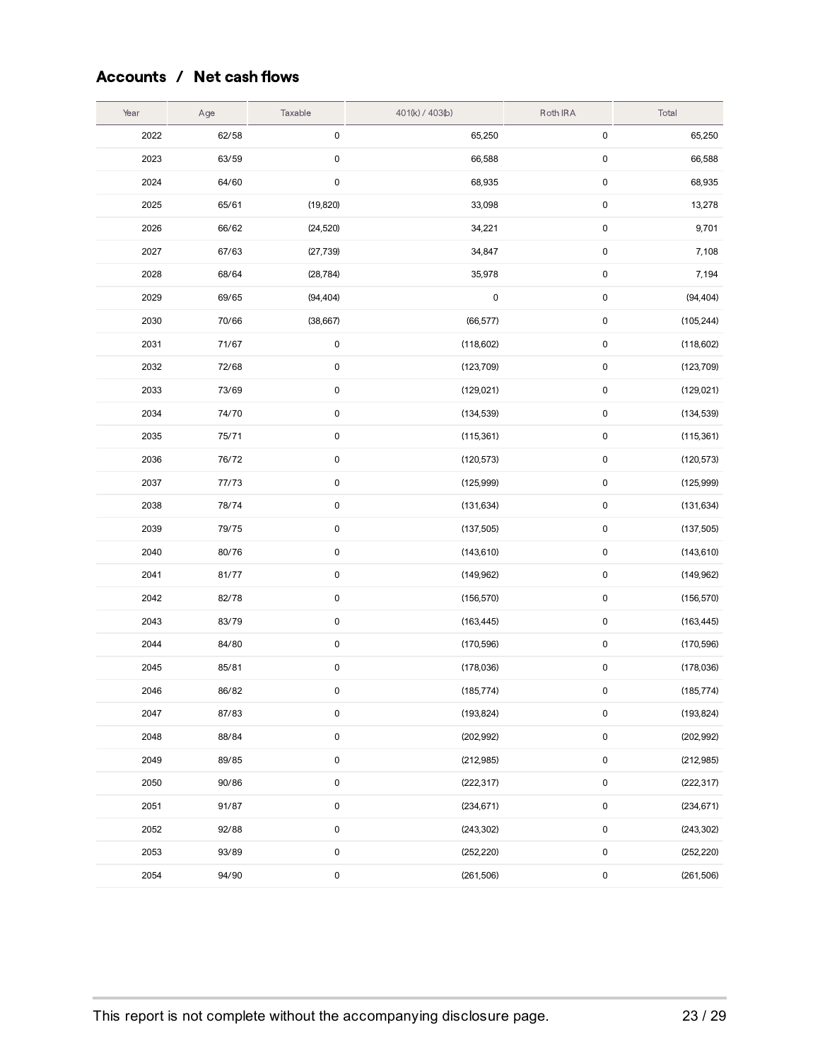## Accounts / Net cash flows

| Year | Age | Taxable | 401(k) / 403(b) | Roth IRA | Total |
|---|---|---|---|---|---|
| 2022 | 62/58 | 0 | 65,250 | 0 | 65,250 |
| 2023 | 63/59 | 0 | 66,588 | 0 | 66,588 |
| 2024 | 64/60 | 0 | 68,935 | 0 | 68,935 |
| 2025 | 65/61 | (19,820) | 33,098 | 0 | 13,278 |
| 2026 | 66/62 | (24,520) | 34,221 | 0 | 9,701 |
| 2027 | 67/63 | (27,739) | 34,847 | 0 | 7,108 |
| 2028 | 68/64 | (28,784) | 35,978 | 0 | 7,194 |
| 2029 | 69/65 | (94,404) | 0 | 0 | (94,404) |
| 2030 | 70/66 | (38,667) | (66,577) | 0 | (105,244) |
| 2031 | 71/67 | 0 | (118,602) | 0 | (118,602) |
| 2032 | 72/68 | 0 | (123,709) | 0 | (123,709) |
| 2033 | 73/69 | 0 | (129,021) | 0 | (129,021) |
| 2034 | 74/70 | 0 | (134,539) | 0 | (134,539) |
| 2035 | 75/71 | 0 | (115,361) | 0 | (115,361) |
| 2036 | 76/72 | 0 | (120,573) | 0 | (120,573) |
| 2037 | 77/73 | 0 | (125,999) | 0 | (125,999) |
| 2038 | 78/74 | 0 | (131,634) | 0 | (131,634) |
| 2039 | 79/75 | 0 | (137,505) | 0 | (137,505) |
| 2040 | 80/76 | 0 | (143,610) | 0 | (143,610) |
| 2041 | 81/77 | 0 | (149,962) | 0 | (149,962) |
| 2042 | 82/78 | 0 | (156,570) | 0 | (156,570) |
| 2043 | 83/79 | 0 | (163,445) | 0 | (163,445) |
| 2044 | 84/80 | 0 | (170,596) | 0 | (170,596) |
| 2045 | 85/81 | 0 | (178,036) | 0 | (178,036) |
| 2046 | 86/82 | 0 | (185,774) | 0 | (185,774) |
| 2047 | 87/83 | 0 | (193,824) | 0 | (193,824) |
| 2048 | 88/84 | 0 | (202,992) | 0 | (202,992) |
| 2049 | 89/85 | 0 | (212,985) | 0 | (212,985) |
| 2050 | 90/86 | 0 | (222,317) | 0 | (222,317) |
| 2051 | 91/87 | 0 | (234,671) | 0 | (234,671) |
| 2052 | 92/88 | 0 | (243,302) | 0 | (243,302) |
| 2053 | 93/89 | 0 | (252,220) | 0 | (252,220) |
| 2054 | 94/90 | 0 | (261,506) | 0 | (261,506) |

This report is not complete without the accompanying disclosure page.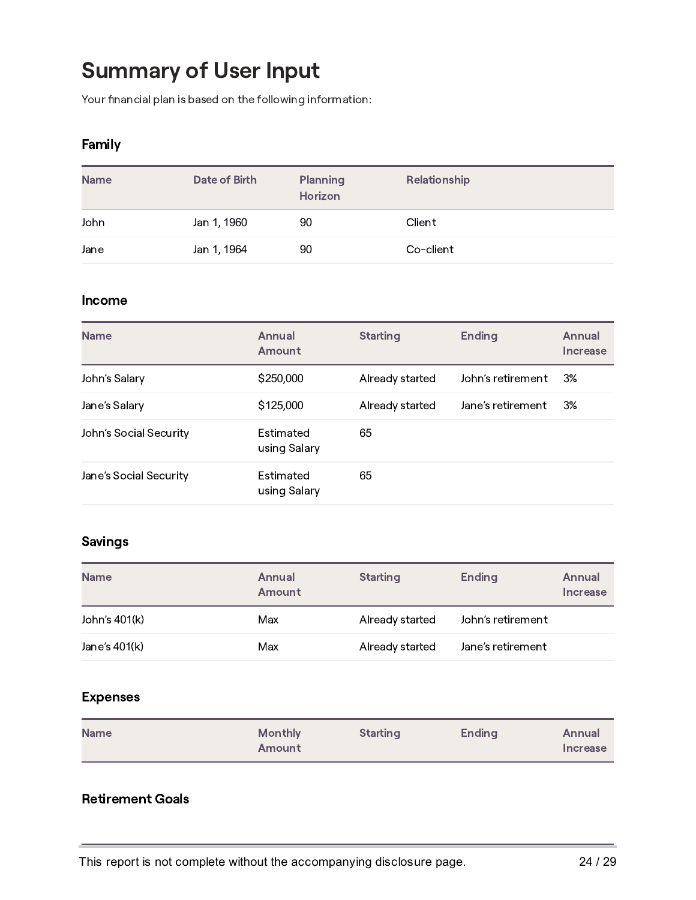# Summary of User Input

Your financial plan is based on the following information:

## Family

| Name | Date of Birth | Planning Horizon | Relationship |
|---|---|---|---|
| John | Jan 1, 1960 | 90 | Client |
| Jane | Jan 1, 1964 | 90 | Co-client |

## Income

| Name | Annual Amount | Starting | Ending | Annual Increase |
|---|---|---|---|---|
| John's Salary | $250,000 | Already started | John's retirement | 3% |
| Jane's Salary | $125,000 | Already started | Jane's retirement | 3% |
| John's Social Security | Estimated using Salary | 65 | | |
| Jane's Social Security | Estimated using Salary | 65 | | |

## Savings

| Name | Annual Amount | Starting | Ending | Annual Increase |
|---|---|---|---|---|
| John's 401(k) | Max | Already started | John's retirement | |
| Jane's 401(k) | Max | Already started | Jane's retirement | |

## Expenses

| Name | Monthly Amount | Starting | Ending | Annual Increase |
|---|---|---|---|---|

## Retirement Goals

This report is not complete without the accompanying disclosure page.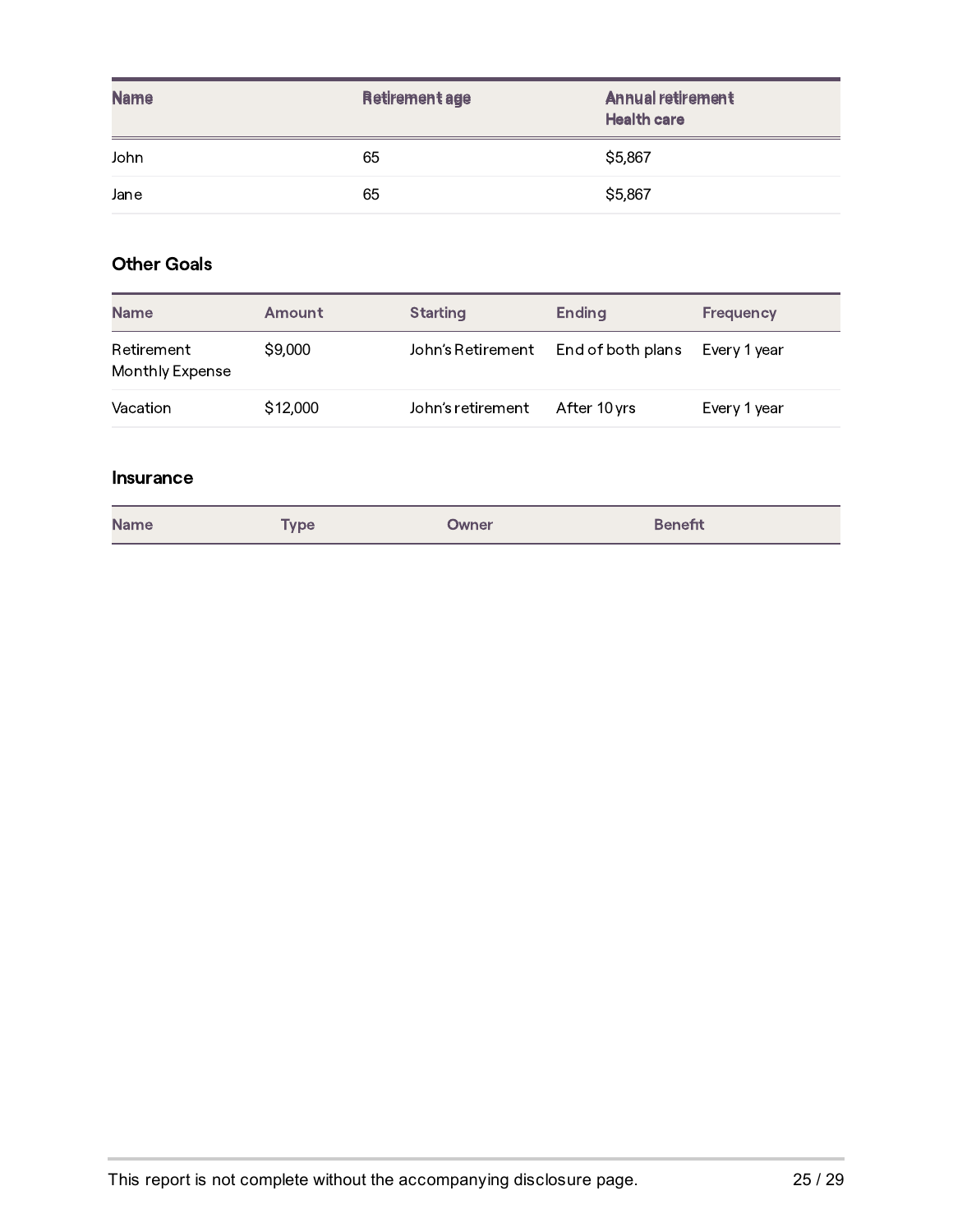| Name | Retirement age | Annual retirement Health care |
|---|---|---|
| John | 65 | $5,867 |
| Jane | 65 | $5,867 |

### Other Goals

| Name | Amount | Starting | Ending | Frequency |
|---|---|---|---|---|
| Retirement Monthly Expense | $9,000 | John's Retirement | End of both plans | Every 1 year |
| Vacation | $12,000 | John's retirement | After 10 yrs | Every 1 year |

### Insurance

| Name | Type | Owner | Benefit |
|---|---|---|---|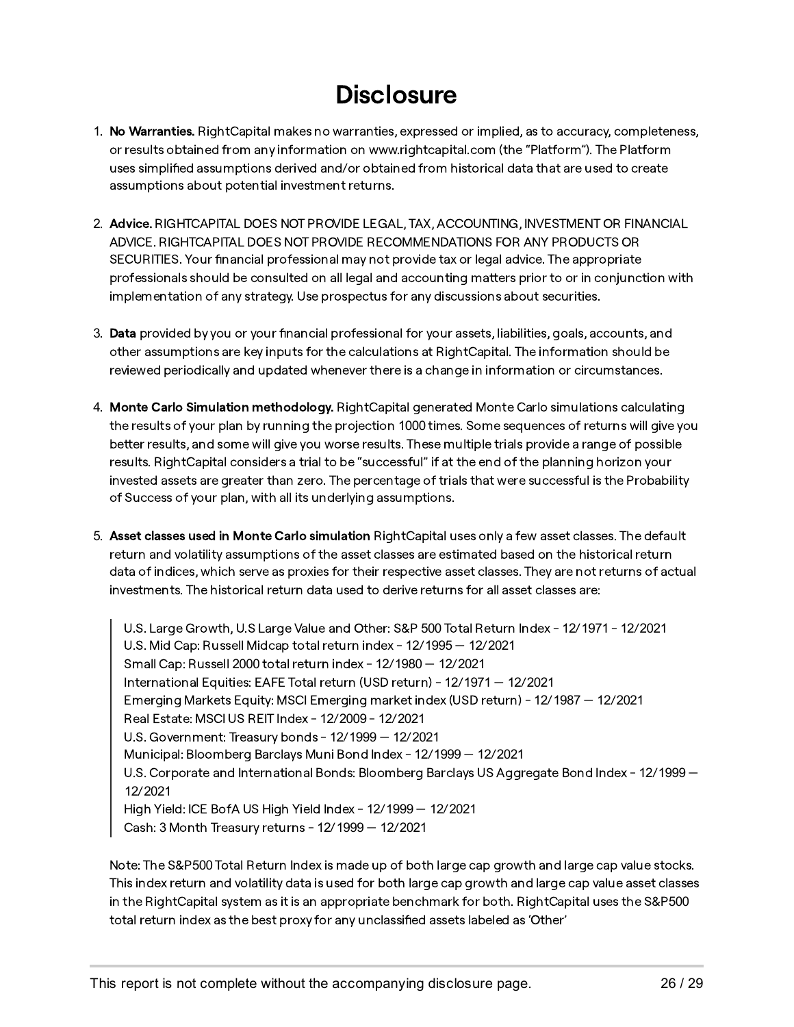# Disclosure

1. **No Warranties.** RightCapital makes no warranties, expressed or implied, as to accuracy, completeness, or results obtained from any information on www.rightcapital.com (the "Platform"). The Platform uses simplified assumptions derived and/or obtained from historical data that are used to create assumptions about potential investment returns.

2. **Advice.** RIGHTCAPITAL DOES NOT PROVIDE LEGAL, TAX, ACCOUNTING, INVESTMENT OR FINANCIAL ADVICE. RIGHTCAPITAL DOES NOT PROVIDE RECOMMENDATIONS FOR ANY PRODUCTS OR SECURITIES. Your financial professional may not provide tax or legal advice. The appropriate professionals should be consulted on all legal and accounting matters prior to or in conjunction with implementation of any strategy. Use prospectus for any discussions about securities.

3. **Data** provided by you or your financial professional for your assets, liabilities, goals, accounts, and other assumptions are key inputs for the calculations at RightCapital. The information should be reviewed periodically and updated whenever there is a change in information or circumstances.

4. **Monte Carlo Simulation methodology.** RightCapital generated Monte Carlo simulations calculating the results of your plan by running the projection 1000 times. Some sequences of returns will give you better results, and some will give you worse results. These multiple trials provide a range of possible results. RightCapital considers a trial to be "successful" if at the end of the planning horizon your invested assets are greater than zero. The percentage of trials that were successful is the Probability of Success of your plan, with all its underlying assumptions.

5. **Asset classes used in Monte Carlo simulation** RightCapital uses only a few asset classes. The default return and volatility assumptions of the asset classes are estimated based on the historical return data of indices, which serve as proxies for their respective asset classes. They are not returns of actual investments. The historical return data used to derive returns for all asset classes are:

   > U.S. Large Growth, U.S Large Value and Other: S&P 500 Total Return Index - 12/1971 - 12/2021
   > U.S. Mid Cap: Russell Midcap total return index - 12/1995 — 12/2021
   > Small Cap: Russell 2000 total return index - 12/1980 — 12/2021
   > International Equities: EAFE Total return (USD return) - 12/1971 — 12/2021
   > Emerging Markets Equity: MSCI Emerging market index (USD return) - 12/1987 — 12/2021
   > Real Estate: MSCI US REIT Index - 12/2009 - 12/2021
   > U.S. Government: Treasury bonds - 12/1999 — 12/2021
   > Municipal: Bloomberg Barclays Muni Bond Index - 12/1999 — 12/2021
   > U.S. Corporate and International Bonds: Bloomberg Barclays US Aggregate Bond Index - 12/1999 — 12/2021
   > High Yield: ICE BofA US High Yield Index - 12/1999 — 12/2021
   > Cash: 3 Month Treasury returns - 12/1999 — 12/2021

   Note: The S&P500 Total Return Index is made up of both large cap growth and large cap value stocks. This index return and volatility data is used for both large cap growth and large cap value asset classes in the RightCapital system as it is an appropriate benchmark for both. RightCapital uses the S&P500 total return index as the best proxy for any unclassified assets labeled as 'Other'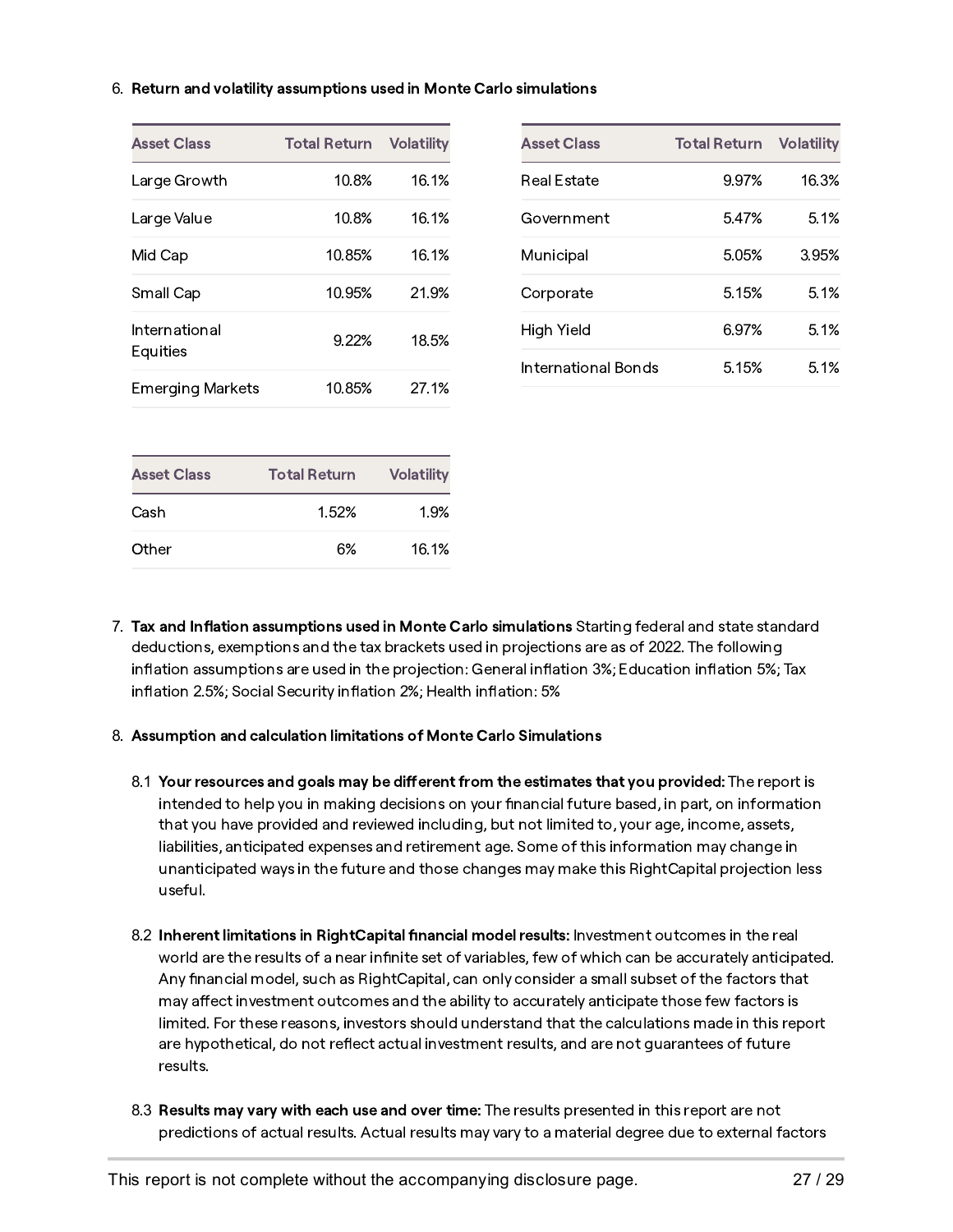6. **Return and volatility assumptions used in Monte Carlo simulations**

| Asset Class | Total Return | Volatility |
| --- | --- | --- |
| Large Growth | 10.8% | 16.1% |
| Large Value | 10.8% | 16.1% |
| Mid Cap | 10.85% | 16.1% |
| Small Cap | 10.95% | 21.9% |
| International Equities | 9.22% | 18.5% |
| Emerging Markets | 10.85% | 27.1% |

| Asset Class | Total Return | Volatility |
| --- | --- | --- |
| Real Estate | 9.97% | 16.3% |
| Government | 5.47% | 5.1% |
| Municipal | 5.05% | 3.95% |
| Corporate | 5.15% | 5.1% |
| High Yield | 6.97% | 5.1% |
| International Bonds | 5.15% | 5.1% |

| Asset Class | Total Return | Volatility |
| --- | --- | --- |
| Cash | 1.52% | 1.9% |
| Other | 6% | 16.1% |

7. **Tax and Inflation assumptions used in Monte Carlo simulations** Starting federal and state standard deductions, exemptions and the tax brackets used in projections are as of 2022. The following inflation assumptions are used in the projection: General inflation 3%; Education inflation 5%; Tax inflation 2.5%; Social Security inflation 2%; Health inflation: 5%

8. **Assumption and calculation limitations of Monte Carlo Simulations**

   8.1 **Your resources and goals may be different from the estimates that you provided:** The report is intended to help you in making decisions on your financial future based, in part, on information that you have provided and reviewed including, but not limited to, your age, income, assets, liabilities, anticipated expenses and retirement age. Some of this information may change in unanticipated ways in the future and those changes may make this RightCapital projection less useful.

   8.2 **Inherent limitations in RightCapital financial model results:** Investment outcomes in the real world are the results of a near infinite set of variables, few of which can be accurately anticipated. Any financial model, such as RightCapital, can only consider a small subset of the factors that may affect investment outcomes and the ability to accurately anticipate those few factors is limited. For these reasons, investors should understand that the calculations made in this report are hypothetical, do not reflect actual investment results, and are not guarantees of future results.

   8.3 **Results may vary with each use and over time:** The results presented in this report are not predictions of actual results. Actual results may vary to a material degree due to external factors

This report is not complete without the accompanying disclosure page.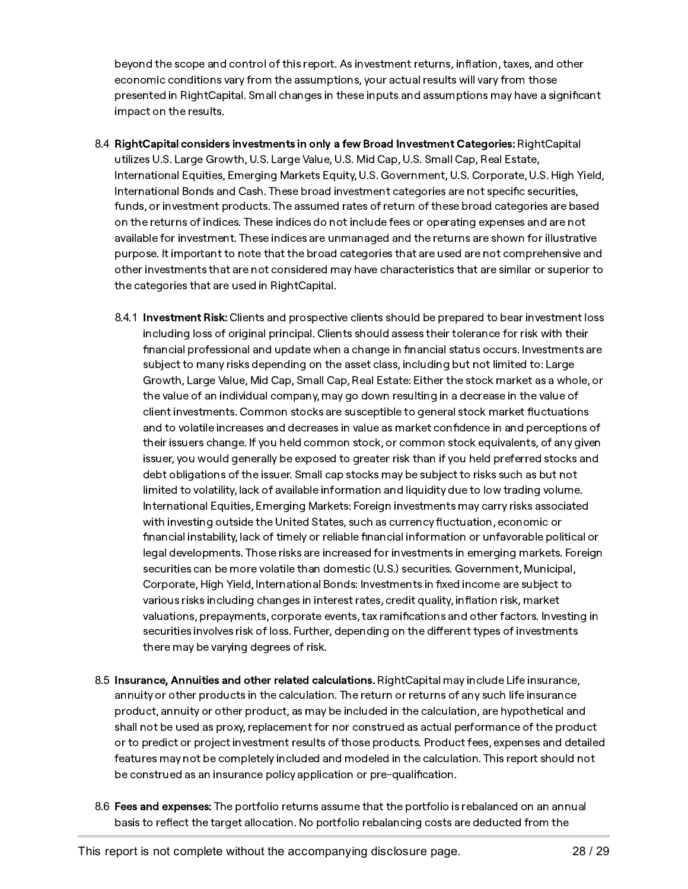beyond the scope and control of this report. As investment returns, inflation, taxes, and other economic conditions vary from the assumptions, your actual results will vary from those presented in RightCapital. Small changes in these inputs and assumptions may have a significant impact on the results.

8.4 **RightCapital considers investments in only a few Broad Investment Categories:** RightCapital utilizes U.S. Large Growth, U.S. Large Value, U.S. Mid Cap, U.S. Small Cap, Real Estate, International Equities, Emerging Markets Equity, U.S. Government, U.S. Corporate, U.S. High Yield, International Bonds and Cash. These broad investment categories are not specific securities, funds, or investment products. The assumed rates of return of these broad categories are based on the returns of indices. These indices do not include fees or operating expenses and are not available for investment. These indices are unmanaged and the returns are shown for illustrative purpose. It important to note that the broad categories that are used are not comprehensive and other investments that are not considered may have characteristics that are similar or superior to the categories that are used in RightCapital.

8.4.1 **Investment Risk:** Clients and prospective clients should be prepared to bear investment loss including loss of original principal. Clients should assess their tolerance for risk with their financial professional and update when a change in financial status occurs. Investments are subject to many risks depending on the asset class, including but not limited to: Large Growth, Large Value, Mid Cap, Small Cap, Real Estate: Either the stock market as a whole, or the value of an individual company, may go down resulting in a decrease in the value of client investments. Common stocks are susceptible to general stock market fluctuations and to volatile increases and decreases in value as market confidence in and perceptions of their issuers change. If you held common stock, or common stock equivalents, of any given issuer, you would generally be exposed to greater risk than if you held preferred stocks and debt obligations of the issuer. Small cap stocks may be subject to risks such as but not limited to volatility, lack of available information and liquidity due to low trading volume. International Equities, Emerging Markets: Foreign investments may carry risks associated with investing outside the United States, such as currency fluctuation, economic or financial instability, lack of timely or reliable financial information or unfavorable political or legal developments. Those risks are increased for investments in emerging markets. Foreign securities can be more volatile than domestic (U.S.) securities. Government, Municipal, Corporate, High Yield, International Bonds: Investments in fixed income are subject to various risks including changes in interest rates, credit quality, inflation risk, market valuations, prepayments, corporate events, tax ramifications and other factors. Investing in securities involves risk of loss. Further, depending on the different types of investments there may be varying degrees of risk.

8.5 **Insurance, Annuities and other related calculations.** RightCapital may include Life insurance, annuity or other products in the calculation. The return or returns of any such life insurance product, annuity or other product, as may be included in the calculation, are hypothetical and shall not be used as proxy, replacement for nor construed as actual performance of the product or to predict or project investment results of those products. Product fees, expenses and detailed features may not be completely included and modeled in the calculation. This report should not be construed as an insurance policy application or pre-qualification.

8.6 **Fees and expenses:** The portfolio returns assume that the portfolio is rebalanced on an annual basis to reflect the target allocation. No portfolio rebalancing costs are deducted from the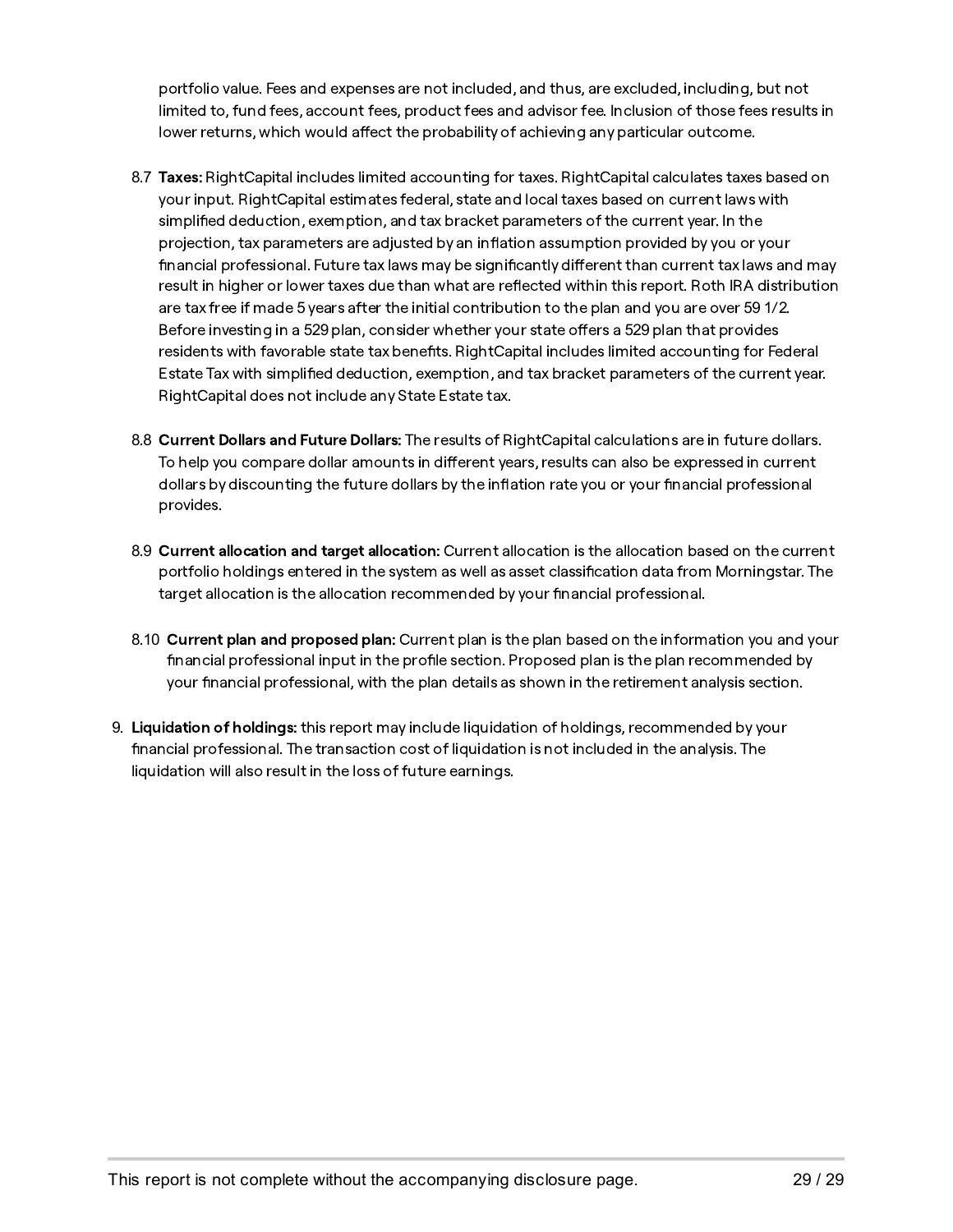portfolio value. Fees and expenses are not included, and thus, are excluded, including, but not limited to, fund fees, account fees, product fees and advisor fee. Inclusion of those fees results in lower returns, which would affect the probability of achieving any particular outcome.

8.7 **Taxes:** RightCapital includes limited accounting for taxes. RightCapital calculates taxes based on your input. RightCapital estimates federal, state and local taxes based on current laws with simplified deduction, exemption, and tax bracket parameters of the current year. In the projection, tax parameters are adjusted by an inflation assumption provided by you or your financial professional. Future tax laws may be significantly different than current tax laws and may result in higher or lower taxes due than what are reflected within this report. Roth IRA distribution are tax free if made 5 years after the initial contribution to the plan and you are over 59 1/2. Before investing in a 529 plan, consider whether your state offers a 529 plan that provides residents with favorable state tax benefits. RightCapital includes limited accounting for Federal Estate Tax with simplified deduction, exemption, and tax bracket parameters of the current year. RightCapital does not include any State Estate tax.

8.8 **Current Dollars and Future Dollars:** The results of RightCapital calculations are in future dollars. To help you compare dollar amounts in different years, results can also be expressed in current dollars by discounting the future dollars by the inflation rate you or your financial professional provides.

8.9 **Current allocation and target allocation:** Current allocation is the allocation based on the current portfolio holdings entered in the system as well as asset classification data from Morningstar. The target allocation is the allocation recommended by your financial professional.

8.10 **Current plan and proposed plan:** Current plan is the plan based on the information you and your financial professional input in the profile section. Proposed plan is the plan recommended by your financial professional, with the plan details as shown in the retirement analysis section.

9. **Liquidation of holdings:** this report may include liquidation of holdings, recommended by your financial professional. The transaction cost of liquidation is not included in the analysis. The liquidation will also result in the loss of future earnings.